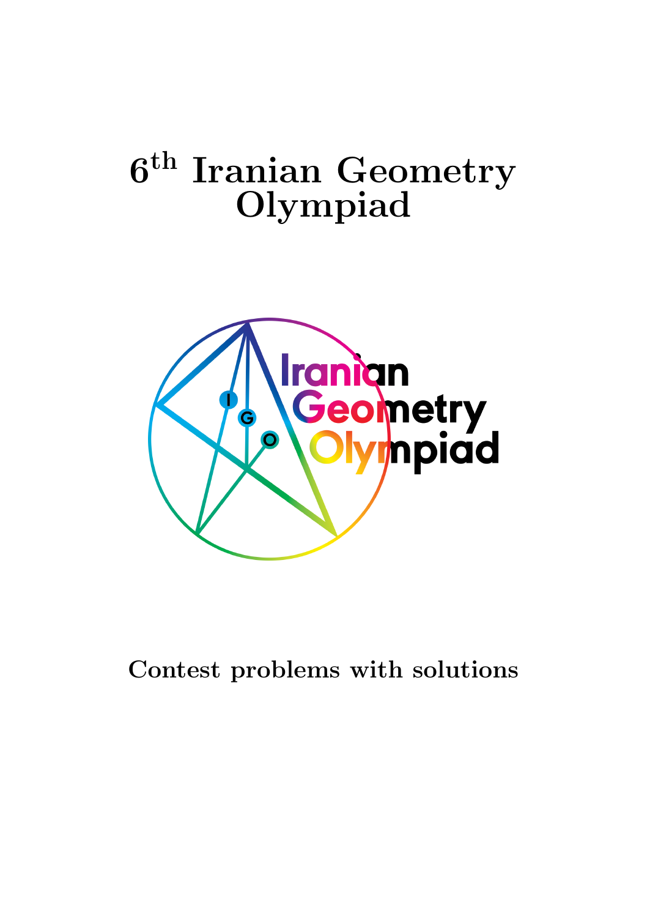# $6^{th}$ Iranian Geometry Olympiad

**Contest problems with solutions**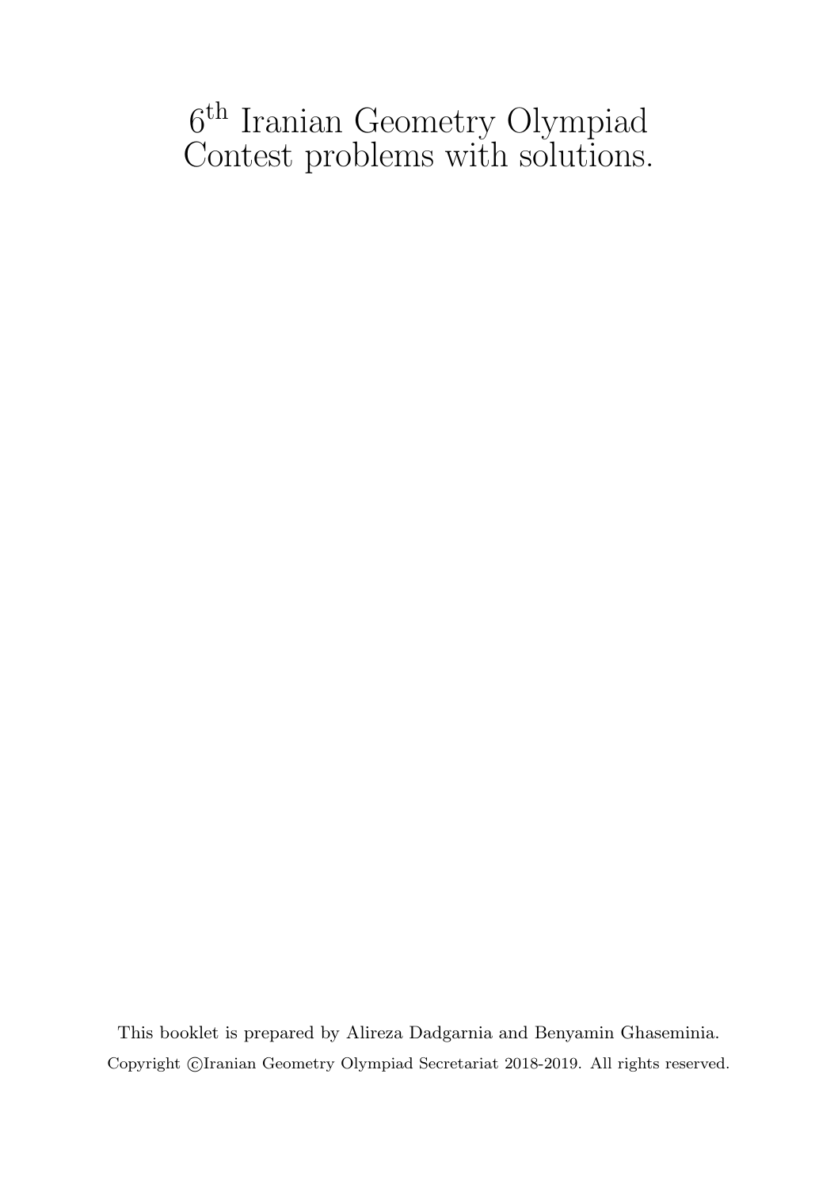# $6^{\text{th}}$ Iranian Geometry Olympiad
# Contest problems with solutions.

This booklet is prepared by Alireza Dadgarnia and Benyamin Ghaseminia.

Copyright ©Iranian Geometry Olympiad Secretariat 2018-2019. All rights reserved.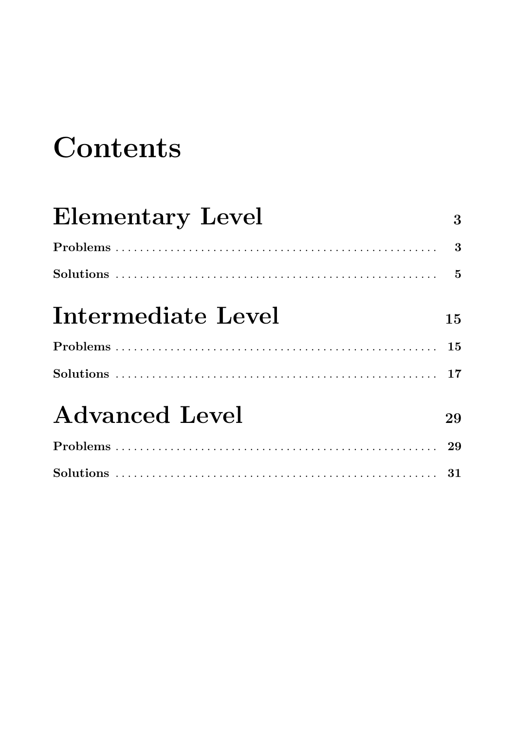# Contents

## Elementary Level — 3

**Problems** — 3

**Solutions** — 5

## Intermediate Level — 15

**Problems** — 15

**Solutions** — 17

## Advanced Level — 29

**Problems** — 29

**Solutions** — 31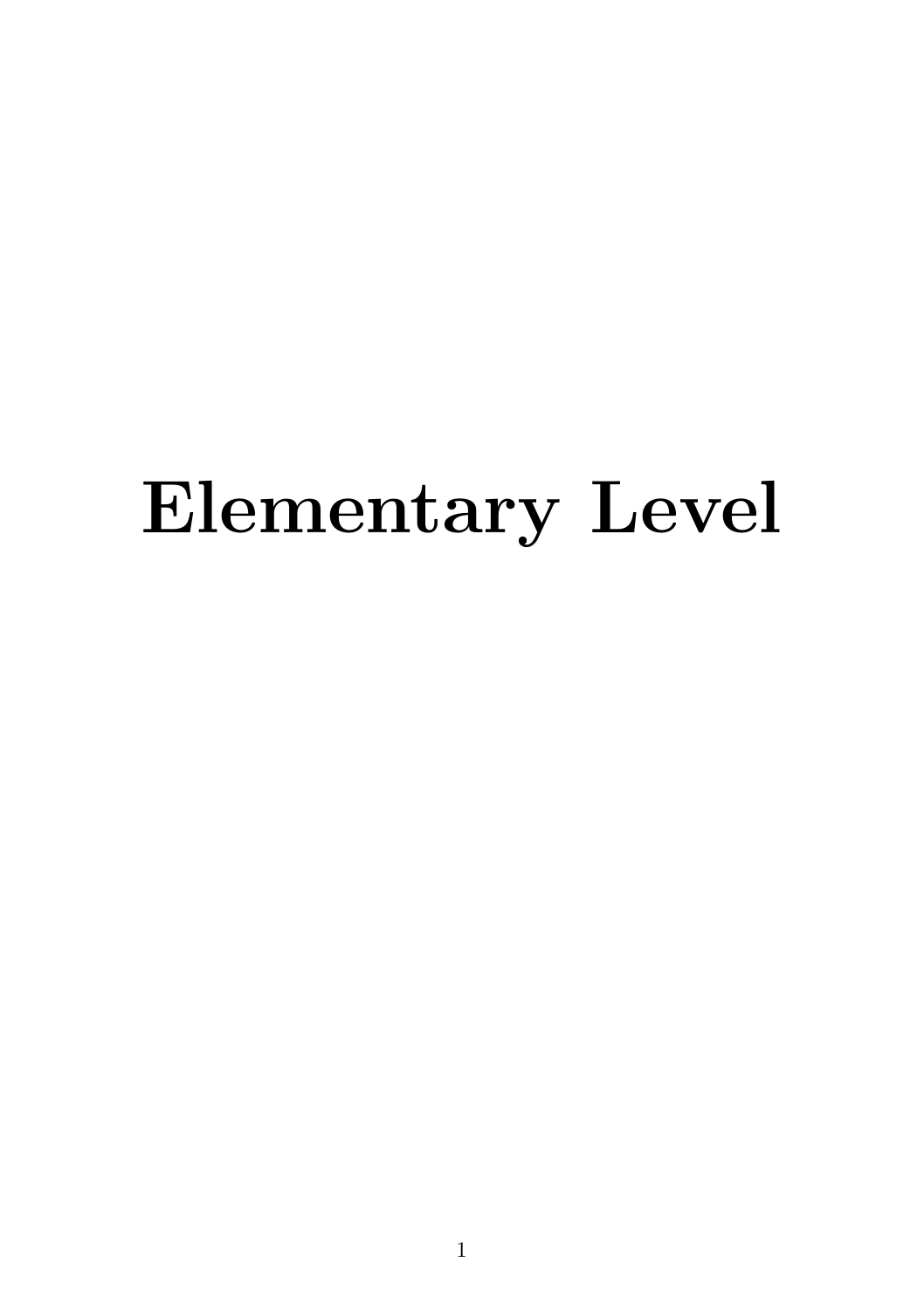# Elementary Level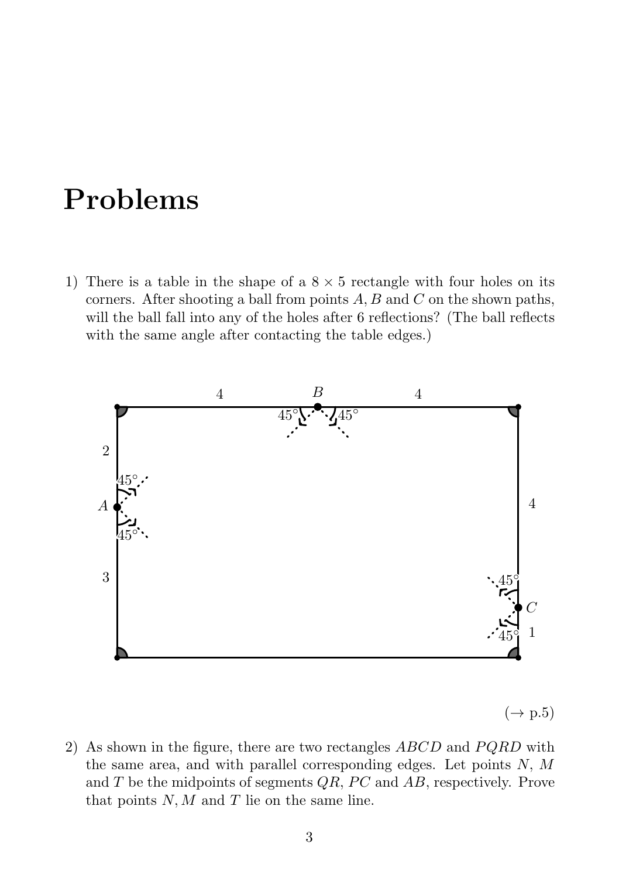# Problems

1) There is a table in the shape of a $8 \times 5$ rectangle with four holes on its corners. After shooting a ball from points $A, B$ and $C$ on the shown paths, will the ball fall into any of the holes after 6 reflections? (The ball reflects with the same angle after contacting the table edges.)

($\rightarrow$ p.5)

2) As shown in the figure, there are two rectangles $ABCD$ and $PQRD$ with the same area, and with parallel corresponding edges. Let points $N$, $M$ and $T$ be the midpoints of segments $QR$, $PC$ and $AB$, respectively. Prove that points $N, M$ and $T$ lie on the same line.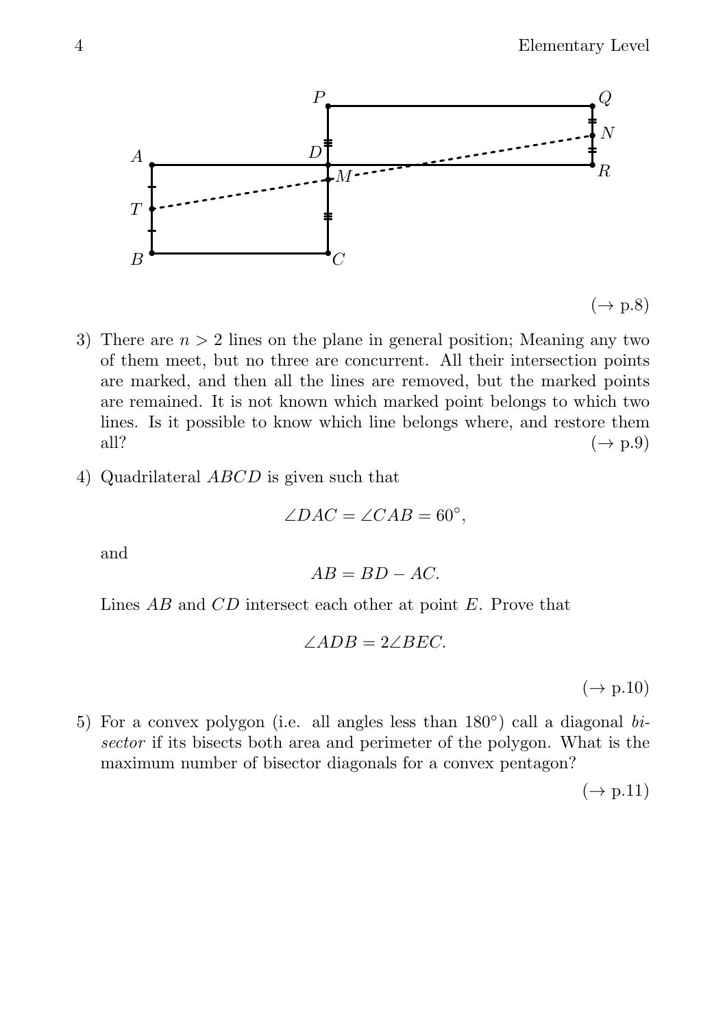(→ p.8)

3) There are $n > 2$ lines on the plane in general position; Meaning any two of them meet, but no three are concurrent. All their intersection points are marked, and then all the lines are removed, but the marked points are remained. It is not known which marked point belongs to which two lines. Is it possible to know which line belongs where, and restore them all? (→ p.9)

4) Quadrilateral $ABCD$ is given such that

$$\angle DAC = \angle CAB = 60^\circ,$$

and

$$AB = BD - AC.$$

Lines $AB$ and $CD$ intersect each other at point $E$. Prove that

$$\angle ADB = 2\angle BEC.$$

(→ p.10)

5) For a convex polygon (i.e. all angles less than $180^\circ$) call a diagonal *bisector* if its bisects both area and perimeter of the polygon. What is the maximum number of bisector diagonals for a convex pentagon?

(→ p.11)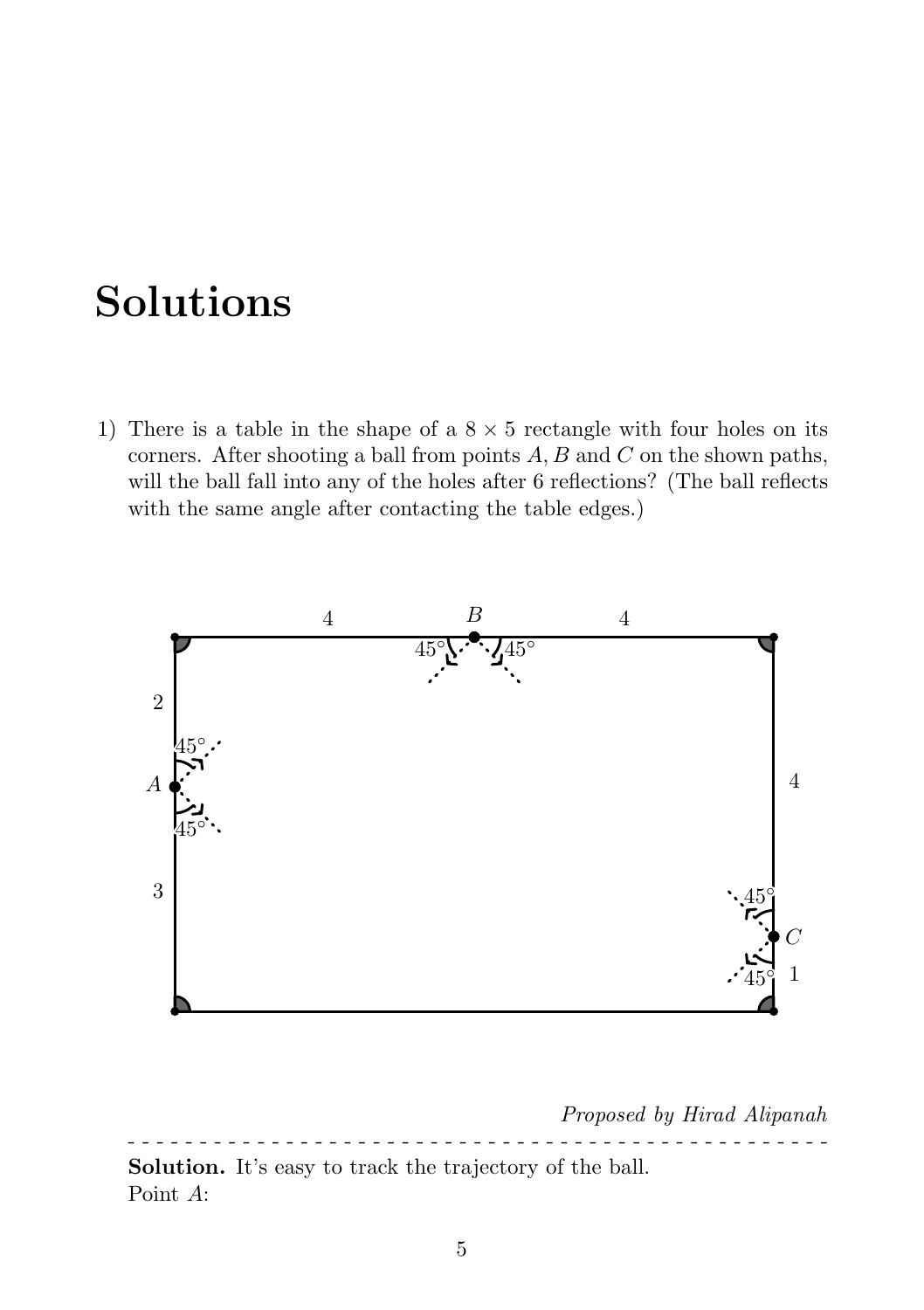# Solutions

1) There is a table in the shape of a $8 \times 5$ rectangle with four holes on its corners. After shooting a ball from points $A, B$ and $C$ on the shown paths, will the ball fall into any of the holes after 6 reflections? (The ball reflects with the same angle after contacting the table edges.)

*Proposed by Hirad Alipanah*

---

**Solution.** It's easy to track the trajectory of the ball.
Point $A$: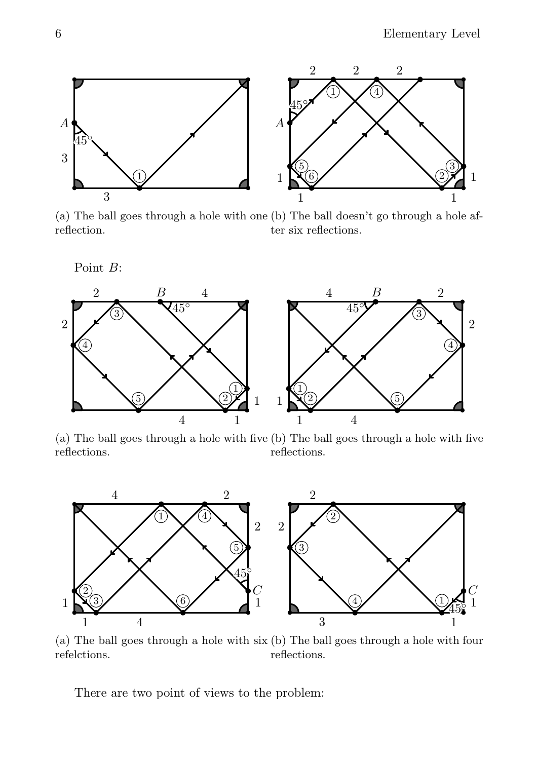(a) The ball goes through a hole with one reflection.

(b) The ball doesn't go through a hole after six reflections.

Point $B$:

(a) The ball goes through a hole with five reflections.

(b) The ball goes through a hole with five reflections.

(a) The ball goes through a hole with six refelctions.

(b) The ball goes through a hole with four reflections.

There are two point of views to the problem: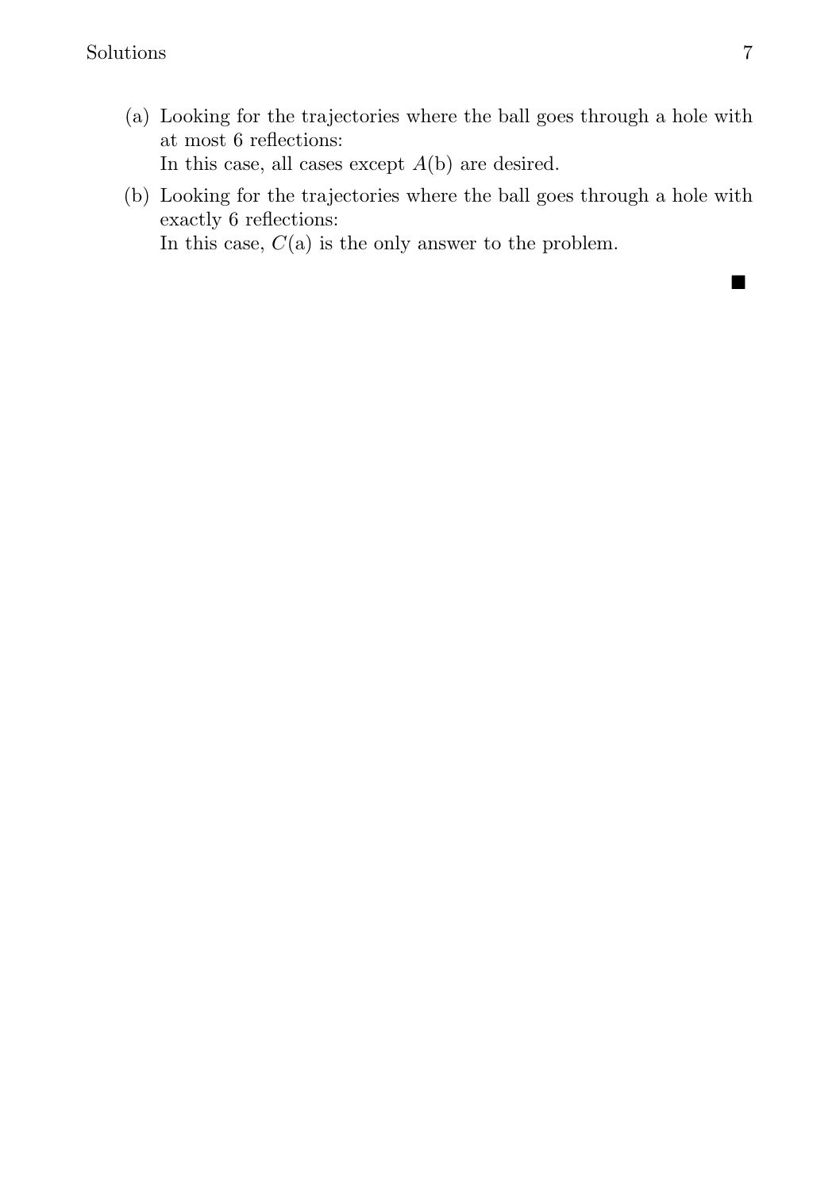(a) Looking for the trajectories where the ball goes through a hole with at most 6 reflections:
In this case, all cases except $A$(b) are desired.

(b) Looking for the trajectories where the ball goes through a hole with exactly 6 reflections:
In this case, $C$(a) is the only answer to the problem.

■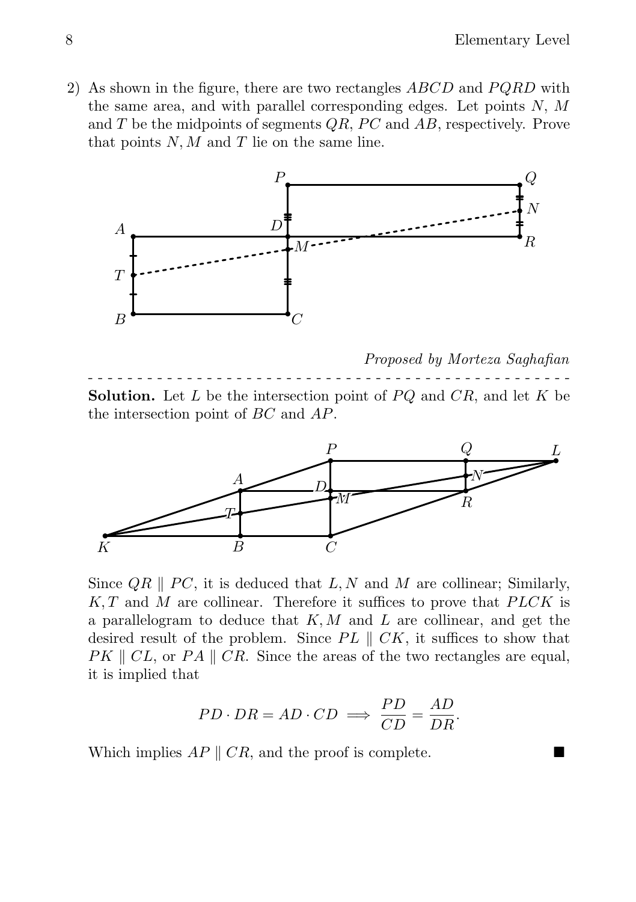2) As shown in the figure, there are two rectangles $ABCD$ and $PQRD$ with the same area, and with parallel corresponding edges. Let points $N$, $M$ and $T$ be the midpoints of segments $QR$, $PC$ and $AB$, respectively. Prove that points $N, M$ and $T$ lie on the same line.

*Proposed by Morteza Saghafian*

- - - - - - - - - - - - - - - - - - - - - - - - - - - - - - - - - - - - - - - - - - - - - - - -

**Solution.** Let $L$ be the intersection point of $PQ$ and $CR$, and let $K$ be the intersection point of $BC$ and $AP$.

Since $QR \parallel PC$, it is deduced that $L, N$ and $M$ are collinear; Similarly, $K, T$ and $M$ are collinear. Therefore it suffices to prove that $PLCK$ is a parallelogram to deduce that $K, M$ and $L$ are collinear, and get the desired result of the problem. Since $PL \parallel CK$, it suffices to show that $PK \parallel CL$, or $PA \parallel CR$. Since the areas of the two rectangles are equal, it is implied that

$$PD \cdot DR = AD \cdot CD \implies \frac{PD}{CD} = \frac{AD}{DR}.$$

Which implies $AP \parallel CR$, and the proof is complete. ■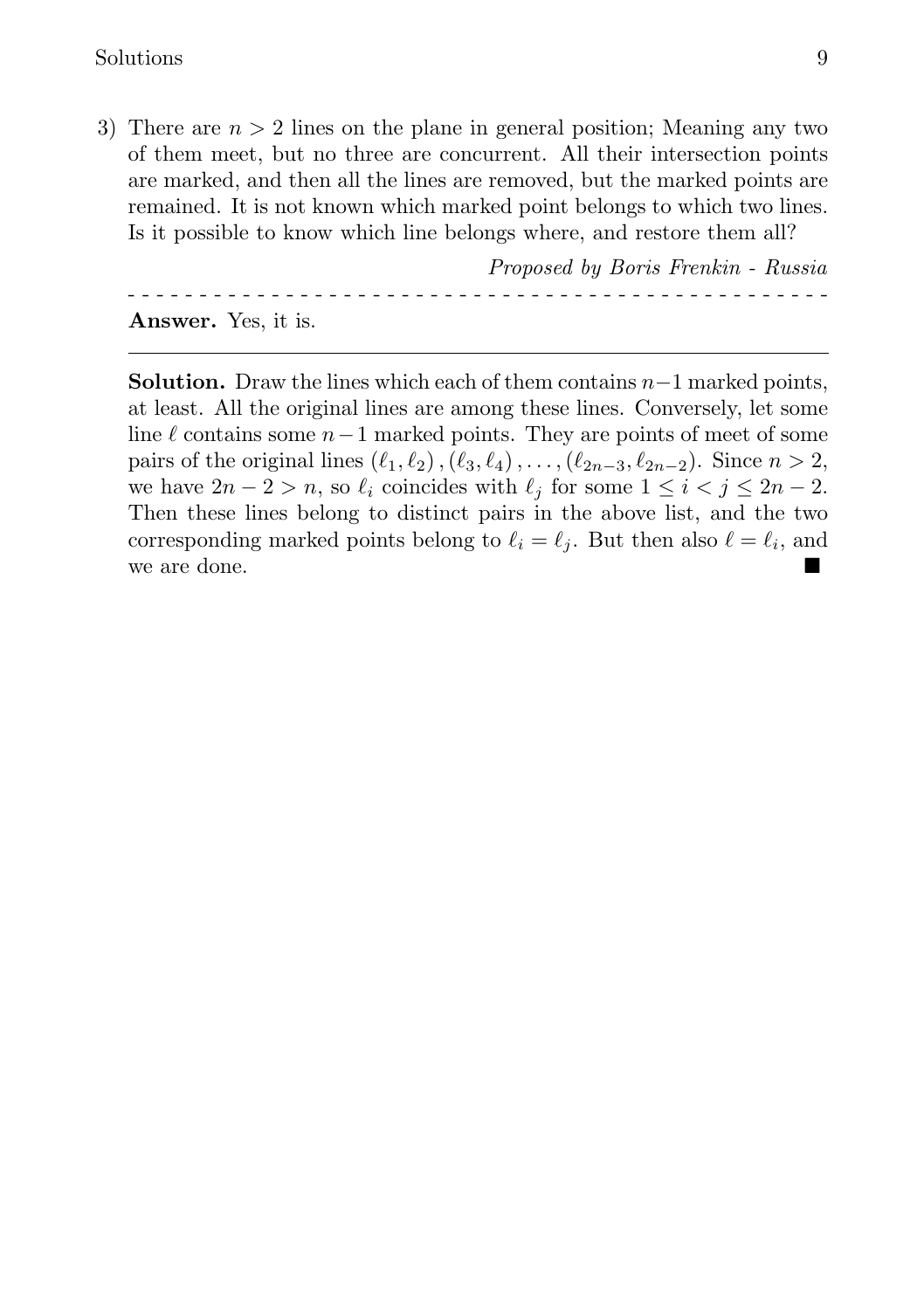3) There are $n > 2$ lines on the plane in general position; Meaning any two of them meet, but no three are concurrent. All their intersection points are marked, and then all the lines are removed, but the marked points are remained. It is not known which marked point belongs to which two lines. Is it possible to know which line belongs where, and restore them all?

*Proposed by Boris Frenkin - Russia*

- - - - - - - - - - - - - - - - - - - - - - - - - - - - - - - - - - - - - - - - - - - - - - -

**Answer.** Yes, it is.

---

**Solution.** Draw the lines which each of them contains $n-1$ marked points, at least. All the original lines are among these lines. Conversely, let some line $\ell$ contains some $n-1$ marked points. They are points of meet of some pairs of the original lines $(\ell_1, \ell_2), (\ell_3, \ell_4), \ldots, (\ell_{2n-3}, \ell_{2n-2})$. Since $n > 2$, we have $2n - 2 > n$, so $\ell_i$ coincides with $\ell_j$ for some $1 \leq i < j \leq 2n - 2$. Then these lines belong to distinct pairs in the above list, and the two corresponding marked points belong to $\ell_i = \ell_j$. But then also $\ell = \ell_i$, and we are done. ■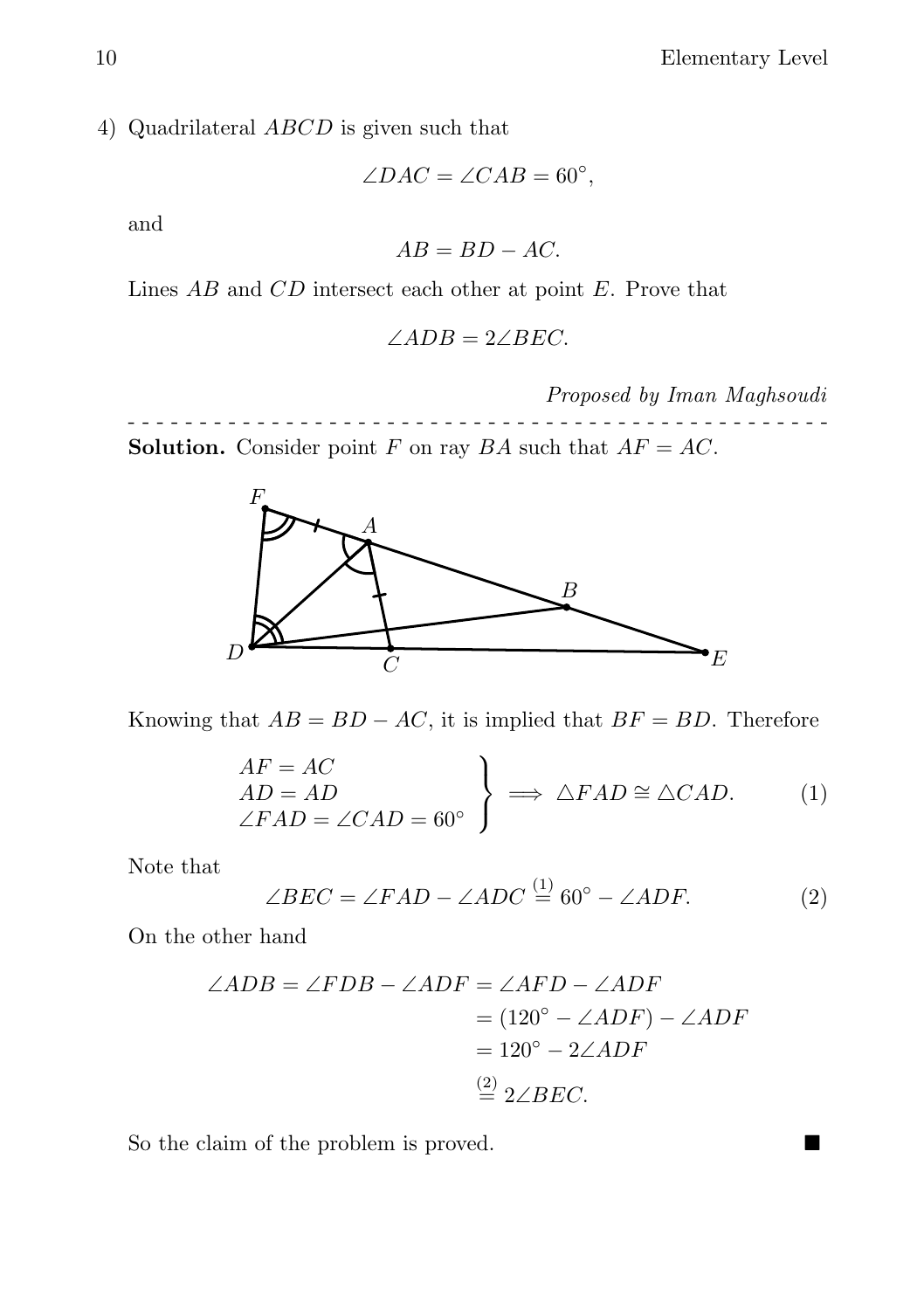4) Quadrilateral $ABCD$ is given such that

$$\angle DAC = \angle CAB = 60^\circ,$$

and

$$AB = BD - AC.$$

Lines $AB$ and $CD$ intersect each other at point $E$. Prove that

$$\angle ADB = 2\angle BEC.$$

*Proposed by Iman Maghsoudi*

- - - - - - - - - - - - - - - - - - - - - - - - - - - - - - - - - - - - - - - - - - - - - - - - -

**Solution.** Consider point $F$ on ray $BA$ such that $AF = AC$.

Knowing that $AB = BD - AC$, it is implied that $BF = BD$. Therefore

$$\left.\begin{array}{l} AF = AC \\ AD = AD \\ \angle FAD = \angle CAD = 60^\circ \end{array}\right\} \implies \triangle FAD \cong \triangle CAD. \tag{1}$$

Note that

$$\angle BEC = \angle FAD - \angle ADC \overset{(1)}{=} 60^\circ - \angle ADF. \tag{2}$$

On the other hand

$$\begin{aligned} \angle ADB = \angle FDB - \angle ADF &= \angle AFD - \angle ADF \\ &= (120^\circ - \angle ADF) - \angle ADF \\ &= 120^\circ - 2\angle ADF \\ &\overset{(2)}{=} 2\angle BEC. \end{aligned}$$

So the claim of the problem is proved. ■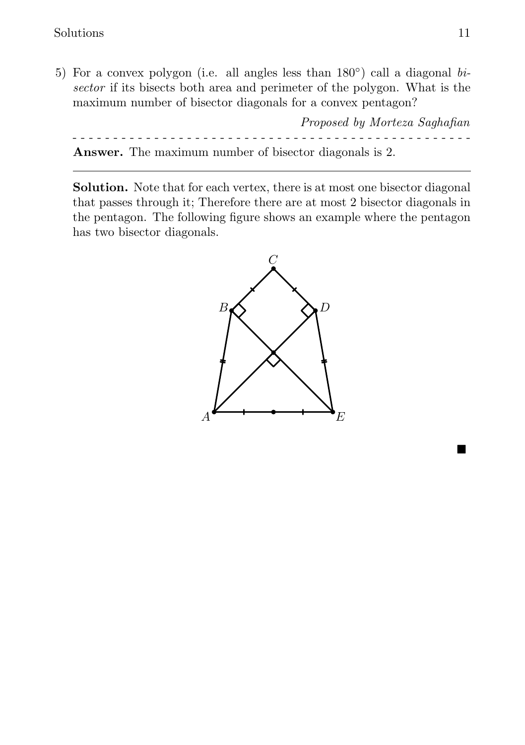5) For a convex polygon (i.e. all angles less than $180^\circ$) call a diagonal *bisector* if its bisects both area and perimeter of the polygon. What is the maximum number of bisector diagonals for a convex pentagon?

*Proposed by Morteza Saghafian*

**Answer.** The maximum number of bisector diagonals is 2.

**Solution.** Note that for each vertex, there is at most one bisector diagonal that passes through it; Therefore there are at most 2 bisector diagonals in the pentagon. The following figure shows an example where the pentagon has two bisector diagonals.

■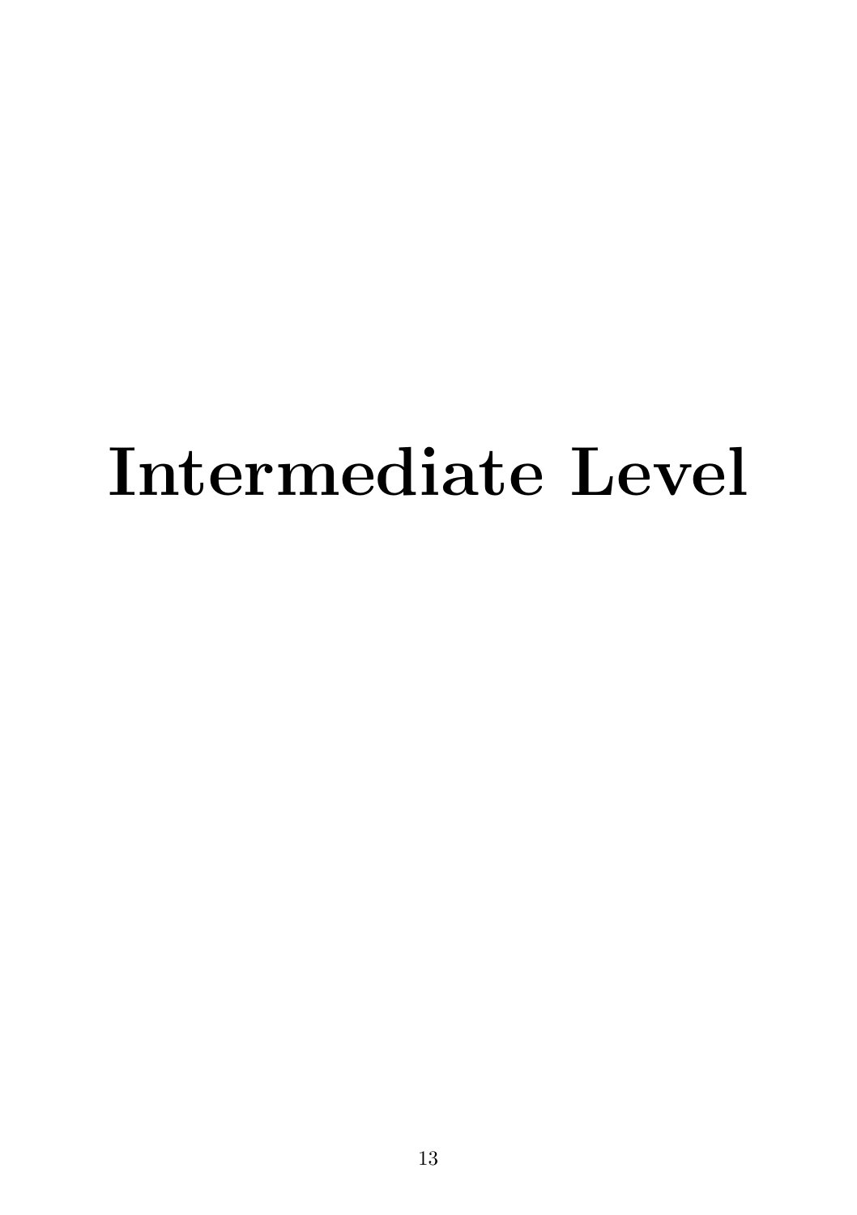# Intermediate Level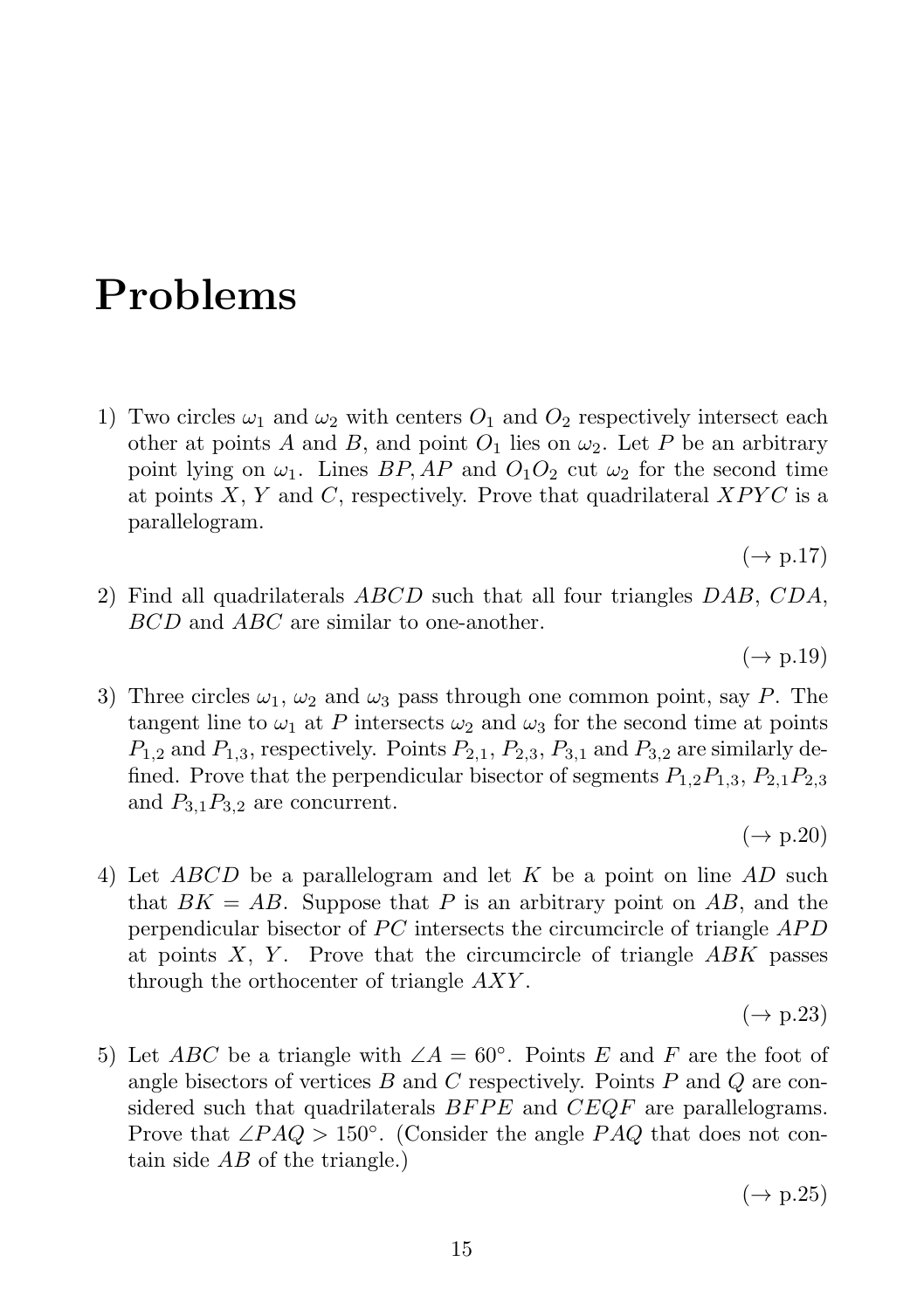# Problems

1) Two circles $\omega_1$ and $\omega_2$ with centers $O_1$ and $O_2$ respectively intersect each other at points $A$ and $B$, and point $O_1$ lies on $\omega_2$. Let $P$ be an arbitrary point lying on $\omega_1$. Lines $BP, AP$ and $O_1O_2$ cut $\omega_2$ for the second time at points $X$, $Y$ and $C$, respectively. Prove that quadrilateral $XPYC$ is a parallelogram.

   ($\rightarrow$ p.17)

2) Find all quadrilaterals $ABCD$ such that all four triangles $DAB$, $CDA$, $BCD$ and $ABC$ are similar to one-another.

   ($\rightarrow$ p.19)

3) Three circles $\omega_1$, $\omega_2$ and $\omega_3$ pass through one common point, say $P$. The tangent line to $\omega_1$ at $P$ intersects $\omega_2$ and $\omega_3$ for the second time at points $P_{1,2}$ and $P_{1,3}$, respectively. Points $P_{2,1}$, $P_{2,3}$, $P_{3,1}$ and $P_{3,2}$ are similarly defined. Prove that the perpendicular bisector of segments $P_{1,2}P_{1,3}$, $P_{2,1}P_{2,3}$ and $P_{3,1}P_{3,2}$ are concurrent.

   ($\rightarrow$ p.20)

4) Let $ABCD$ be a parallelogram and let $K$ be a point on line $AD$ such that $BK = AB$. Suppose that $P$ is an arbitrary point on $AB$, and the perpendicular bisector of $PC$ intersects the circumcircle of triangle $APD$ at points $X$, $Y$. Prove that the circumcircle of triangle $ABK$ passes through the orthocenter of triangle $AXY$.

   ($\rightarrow$ p.23)

5) Let $ABC$ be a triangle with $\angle A = 60^\circ$. Points $E$ and $F$ are the foot of angle bisectors of vertices $B$ and $C$ respectively. Points $P$ and $Q$ are considered such that quadrilaterals $BFPE$ and $CEQF$ are parallelograms. Prove that $\angle PAQ > 150^\circ$. (Consider the angle $PAQ$ that does not contain side $AB$ of the triangle.)

   ($\rightarrow$ p.25)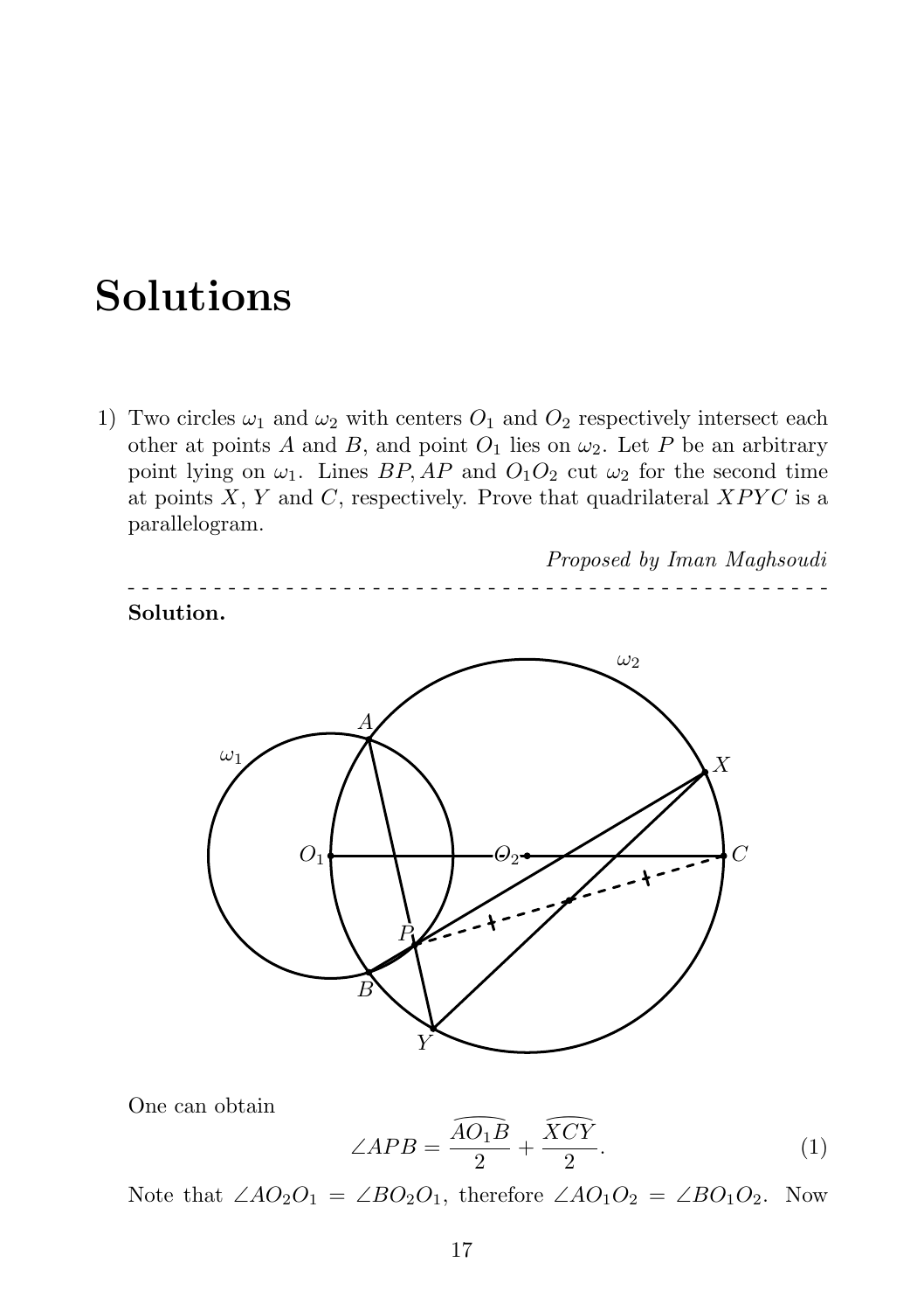# Solutions

1) Two circles $\omega_1$ and $\omega_2$ with centers $O_1$ and $O_2$ respectively intersect each other at points $A$ and $B$, and point $O_1$ lies on $\omega_2$. Let $P$ be an arbitrary point lying on $\omega_1$. Lines $BP, AP$ and $O_1O_2$ cut $\omega_2$ for the second time at points $X$, $Y$ and $C$, respectively. Prove that quadrilateral $XPYC$ is a parallelogram.

*Proposed by Iman Maghsoudi*

- - - - - - - - - - - - - - - - - - - - - - - - - - - - - - - - - - - - - - - - - - - - - - -

**Solution.**

One can obtain

$$\angle APB = \frac{\widehat{AO_1B}}{2} + \frac{\widehat{XCY}}{2}. \tag{1}$$

Note that $\angle AO_2O_1 = \angle BO_2O_1$, therefore $\angle AO_1O_2 = \angle BO_1O_2$. Now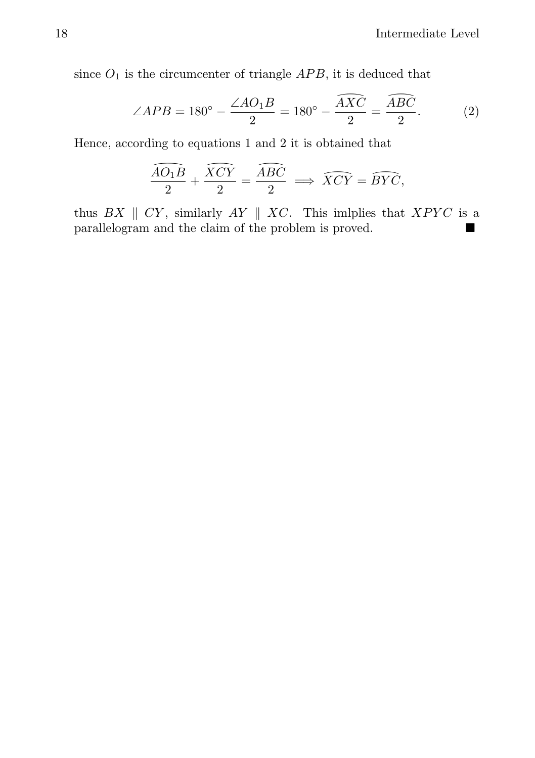since $O_1$ is the circumcenter of triangle $APB$, it is deduced that

$$\angle APB = 180^\circ - \frac{\angle AO_1B}{2} = 180^\circ - \frac{\widehat{AXC}}{2} = \frac{\widehat{ABC}}{2}. \tag{2}$$

Hence, according to equations 1 and 2 it is obtained that

$$\frac{\widehat{AO_1B}}{2} + \frac{\widehat{XCY}}{2} = \frac{\widehat{ABC}}{2} \implies \widehat{XCY} = \widehat{BYC},$$

thus $BX \parallel CY$, similarly $AY \parallel XC$. This imlplies that $XPYC$ is a parallelogram and the claim of the problem is proved. ■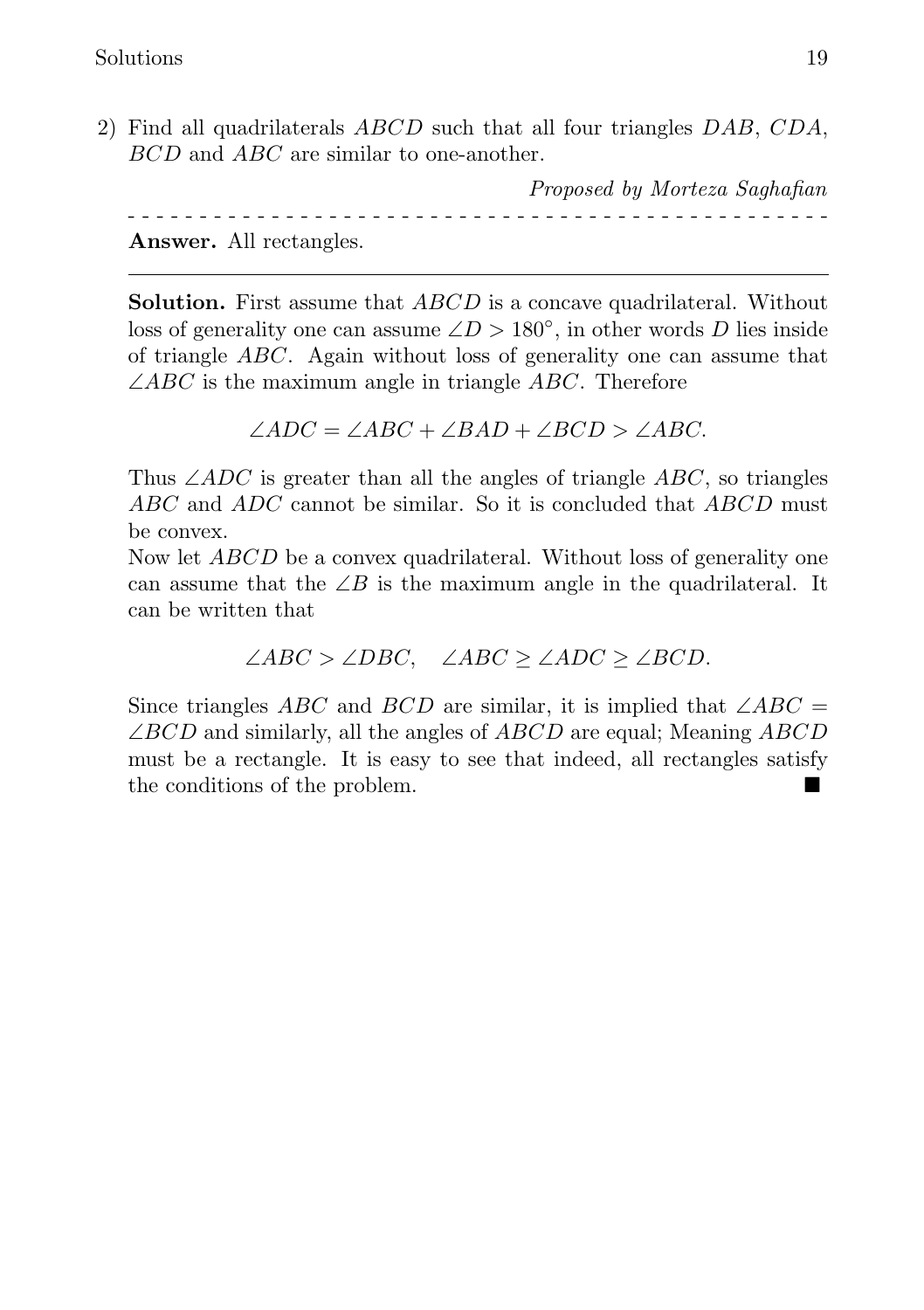2) Find all quadrilaterals $ABCD$ such that all four triangles $DAB$, $CDA$, $BCD$ and $ABC$ are similar to one-another.

*Proposed by Morteza Saghafian*

- - - - - - - - - - - - - - - - - - - - - - - - - - - - - - - - - - - - - - - - - - - - - - - - -

**Answer.** All rectangles.

---

**Solution.** First assume that $ABCD$ is a concave quadrilateral. Without loss of generality one can assume $\angle D > 180^\circ$, in other words $D$ lies inside of triangle $ABC$. Again without loss of generality one can assume that $\angle ABC$ is the maximum angle in triangle $ABC$. Therefore

$$\angle ADC = \angle ABC + \angle BAD + \angle BCD > \angle ABC.$$

Thus $\angle ADC$ is greater than all the angles of triangle $ABC$, so triangles $ABC$ and $ADC$ cannot be similar. So it is concluded that $ABCD$ must be convex.

Now let $ABCD$ be a convex quadrilateral. Without loss of generality one can assume that the $\angle B$ is the maximum angle in the quadrilateral. It can be written that

$$\angle ABC > \angle DBC, \quad \angle ABC \geq \angle ADC \geq \angle BCD.$$

Since triangles $ABC$ and $BCD$ are similar, it is implied that $\angle ABC = \angle BCD$ and similarly, all the angles of $ABCD$ are equal; Meaning $ABCD$ must be a rectangle. It is easy to see that indeed, all rectangles satisfy the conditions of the problem. ■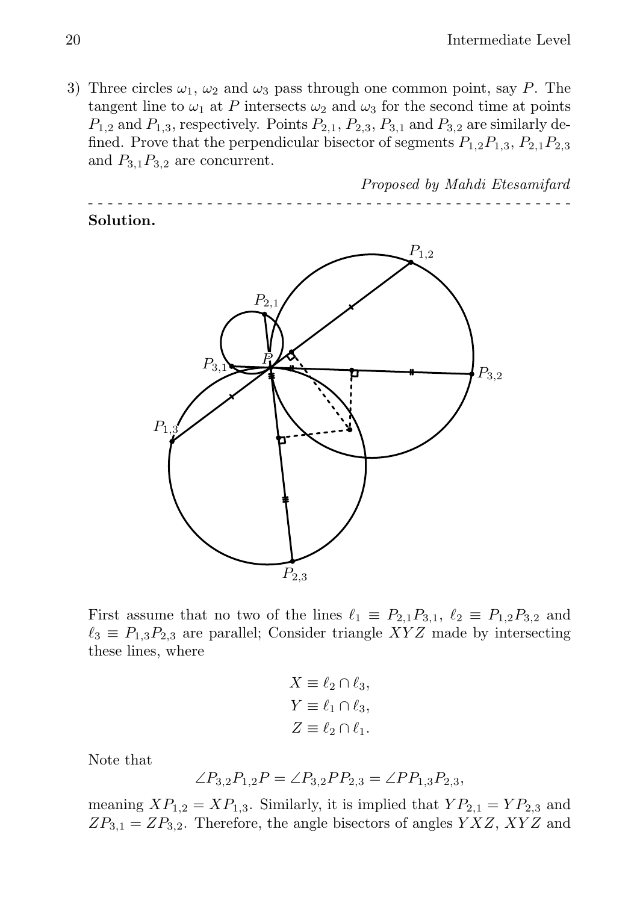3) Three circles $\omega_1$, $\omega_2$ and $\omega_3$ pass through one common point, say $P$. The tangent line to $\omega_1$ at $P$ intersects $\omega_2$ and $\omega_3$ for the second time at points $P_{1,2}$ and $P_{1,3}$, respectively. Points $P_{2,1}$, $P_{2,3}$, $P_{3,1}$ and $P_{3,2}$ are similarly defined. Prove that the perpendicular bisector of segments $P_{1,2}P_{1,3}$, $P_{2,1}P_{2,3}$ and $P_{3,1}P_{3,2}$ are concurrent.

*Proposed by Mahdi Etesamifard*

- - - - - - - - - - - - - - - - - - - - - - - - - - - - - - - - - - - - - - - - - - - - - - - -

**Solution.**

First assume that no two of the lines $\ell_1 \equiv P_{2,1}P_{3,1}$, $\ell_2 \equiv P_{1,2}P_{3,2}$ and $\ell_3 \equiv P_{1,3}P_{2,3}$ are parallel; Consider triangle $XYZ$ made by intersecting these lines, where

$$X \equiv \ell_2 \cap \ell_3,$$
$$Y \equiv \ell_1 \cap \ell_3,$$
$$Z \equiv \ell_2 \cap \ell_1.$$

Note that

$$\angle P_{3,2}P_{1,2}P = \angle P_{3,2}PP_{2,3} = \angle PP_{1,3}P_{2,3},$$

meaning $XP_{1,2} = XP_{1,3}$. Similarly, it is implied that $YP_{2,1} = YP_{2,3}$ and $ZP_{3,1} = ZP_{3,2}$. Therefore, the angle bisectors of angles $YXZ$, $XYZ$ and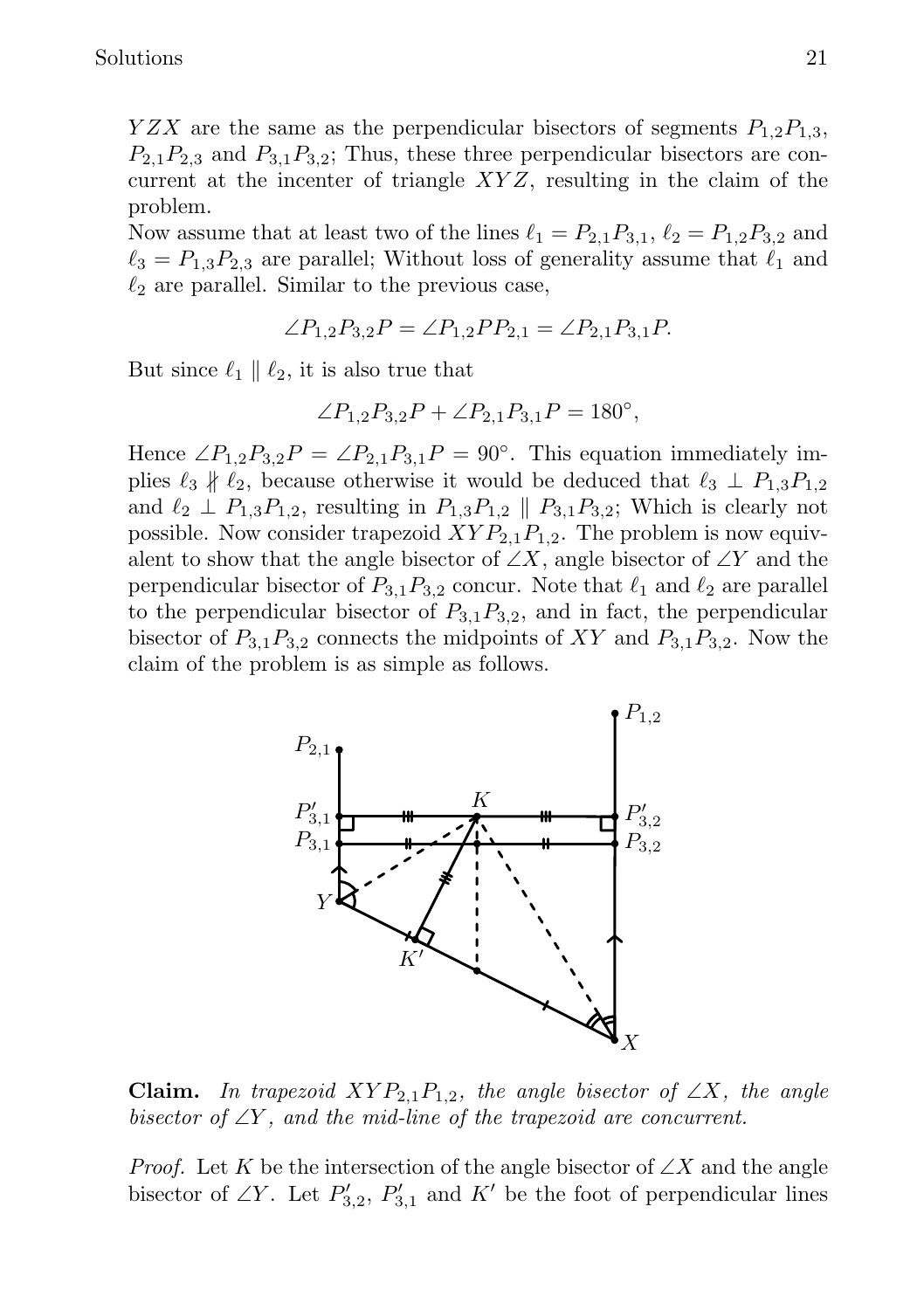$YZX$ are the same as the perpendicular bisectors of segments $P_{1,2}P_{1,3}$, $P_{2,1}P_{2,3}$ and $P_{3,1}P_{3,2}$; Thus, these three perpendicular bisectors are concurrent at the incenter of triangle $XYZ$, resulting in the claim of the problem.

Now assume that at least two of the lines $\ell_1 = P_{2,1}P_{3,1}$, $\ell_2 = P_{1,2}P_{3,2}$ and $\ell_3 = P_{1,3}P_{2,3}$ are parallel; Without loss of generality assume that $\ell_1$ and $\ell_2$ are parallel. Similar to the previous case,

$$\angle P_{1,2}P_{3,2}P = \angle P_{1,2}PP_{2,1} = \angle P_{2,1}P_{3,1}P.$$

But since $\ell_1 \parallel \ell_2$, it is also true that

$$\angle P_{1,2}P_{3,2}P + \angle P_{2,1}P_{3,1}P = 180^\circ,$$

Hence $\angle P_{1,2}P_{3,2}P = \angle P_{2,1}P_{3,1}P = 90^\circ$. This equation immediately implies $\ell_3 \nparallel \ell_2$, because otherwise it would be deduced that $\ell_3 \perp P_{1,3}P_{1,2}$ and $\ell_2 \perp P_{1,3}P_{1,2}$, resulting in $P_{1,3}P_{1,2} \parallel P_{3,1}P_{3,2}$; Which is clearly not possible. Now consider trapezoid $XYP_{2,1}P_{1,2}$. The problem is now equivalent to show that the angle bisector of $\angle X$, angle bisector of $\angle Y$ and the perpendicular bisector of $P_{3,1}P_{3,2}$ concur. Note that $\ell_1$ and $\ell_2$ are parallel to the perpendicular bisector of $P_{3,1}P_{3,2}$, and in fact, the perpendicular bisector of $P_{3,1}P_{3,2}$ connects the midpoints of $XY$ and $P_{3,1}P_{3,2}$. Now the claim of the problem is as simple as follows.

**Claim.** *In trapezoid $XYP_{2,1}P_{1,2}$, the angle bisector of $\angle X$, the angle bisector of $\angle Y$, and the mid-line of the trapezoid are concurrent.*

*Proof.* Let $K$ be the intersection of the angle bisector of $\angle X$ and the angle bisector of $\angle Y$. Let $P'_{3,2}$, $P'_{3,1}$ and $K'$ be the foot of perpendicular lines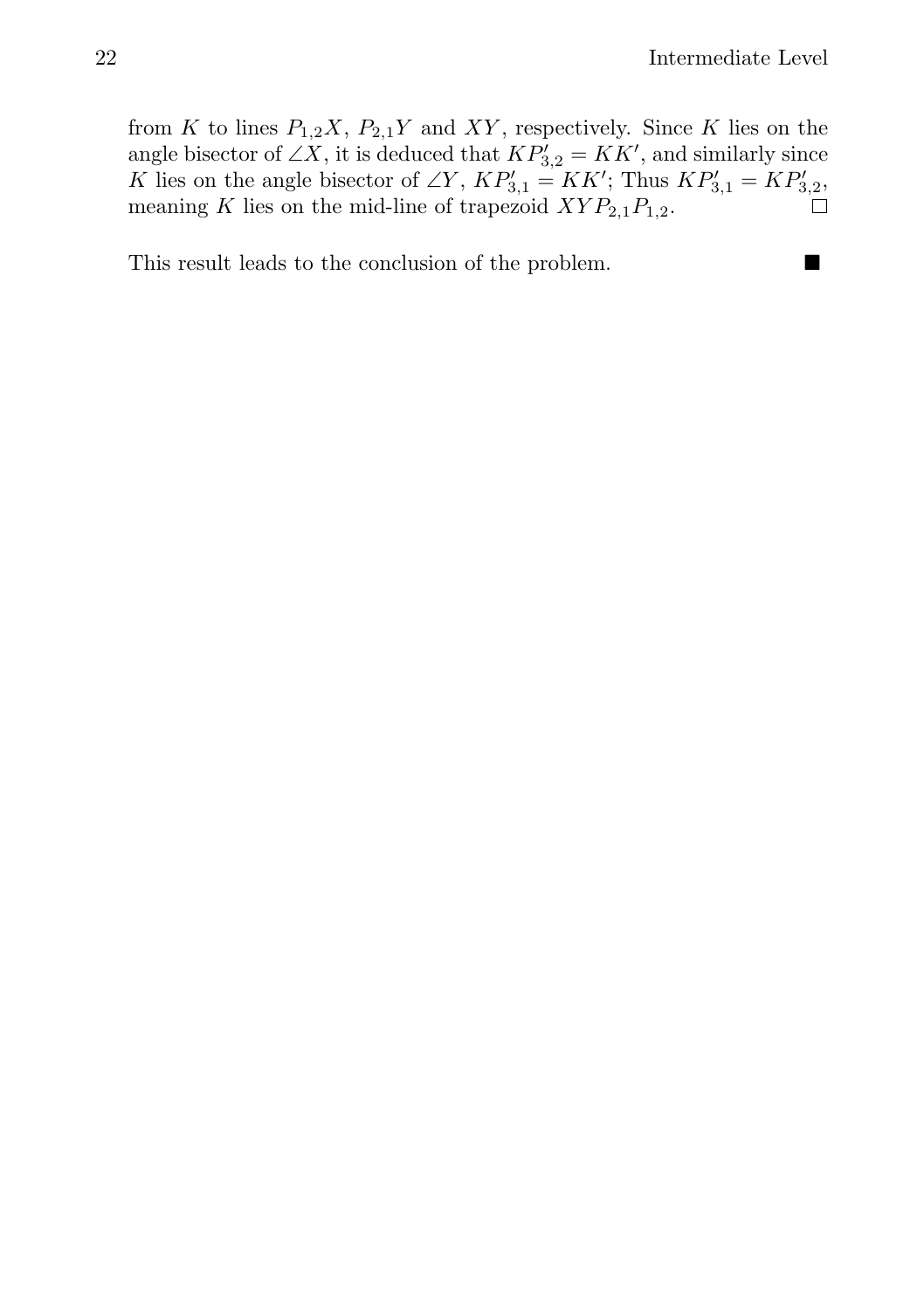from $K$ to lines $P_{1,2}X$, $P_{2,1}Y$ and $XY$, respectively. Since $K$ lies on the angle bisector of $\angle X$, it is deduced that $KP'_{3,2} = KK'$, and similarly since $K$ lies on the angle bisector of $\angle Y$, $KP'_{3,1} = KK'$; Thus $KP'_{3,1} = KP'_{3,2}$, meaning $K$ lies on the mid-line of trapezoid $XYP_{2,1}P_{1,2}$. □

This result leads to the conclusion of the problem. ■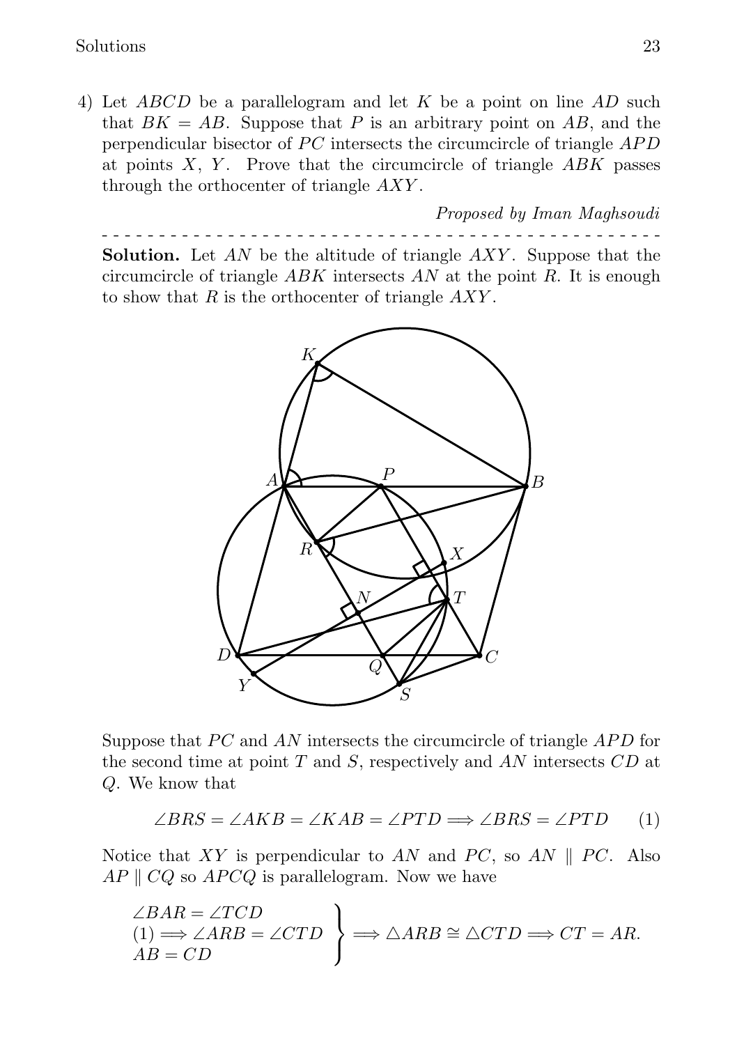4) Let $ABCD$ be a parallelogram and let $K$ be a point on line $AD$ such that $BK = AB$. Suppose that $P$ is an arbitrary point on $AB$, and the perpendicular bisector of $PC$ intersects the circumcircle of triangle $APD$ at points $X$, $Y$. Prove that the circumcircle of triangle $ABK$ passes through the orthocenter of triangle $AXY$.

*Proposed by Iman Maghsoudi*

- - - - - - - - - - - - - - - - - - - - - - - - - - - - - - - - - - - - - - - - - - - - - - - -

**Solution.** Let $AN$ be the altitude of triangle $AXY$. Suppose that the circumcircle of triangle $ABK$ intersects $AN$ at the point $R$. It is enough to show that $R$ is the orthocenter of triangle $AXY$.

Suppose that $PC$ and $AN$ intersects the circumcircle of triangle $APD$ for the second time at point $T$ and $S$, respectively and $AN$ intersects $CD$ at $Q$. We know that

$$\angle BRS = \angle AKB = \angle KAB = \angle PTD \Longrightarrow \angle BRS = \angle PTD \qquad (1)$$

Notice that $XY$ is perpendicular to $AN$ and $PC$, so $AN \parallel PC$. Also $AP \parallel CQ$ so $APCQ$ is parallelogram. Now we have

$$\left.\begin{array}{l} \angle BAR = \angle TCD \\ (1) \Longrightarrow \angle ARB = \angle CTD \\ AB = CD \end{array}\right\} \Longrightarrow \triangle ARB \cong \triangle CTD \Longrightarrow CT = AR.$$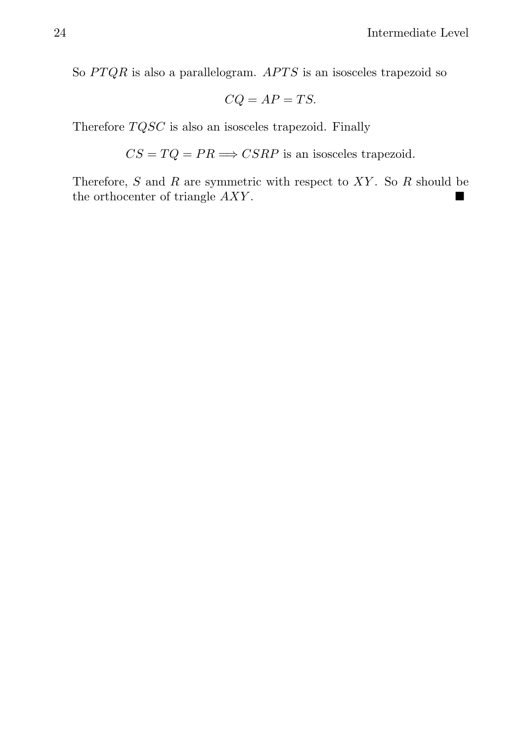So $PTQR$ is also a parallelogram. $APTS$ is an isosceles trapezoid so

$$CQ = AP = TS.$$

Therefore $TQSC$ is also an isosceles trapezoid. Finally

$$CS = TQ = PR \Longrightarrow CSRP \text{ is an isosceles trapezoid.}$$

Therefore, $S$ and $R$ are symmetric with respect to $XY$. So $R$ should be the orthocenter of triangle $AXY$. ■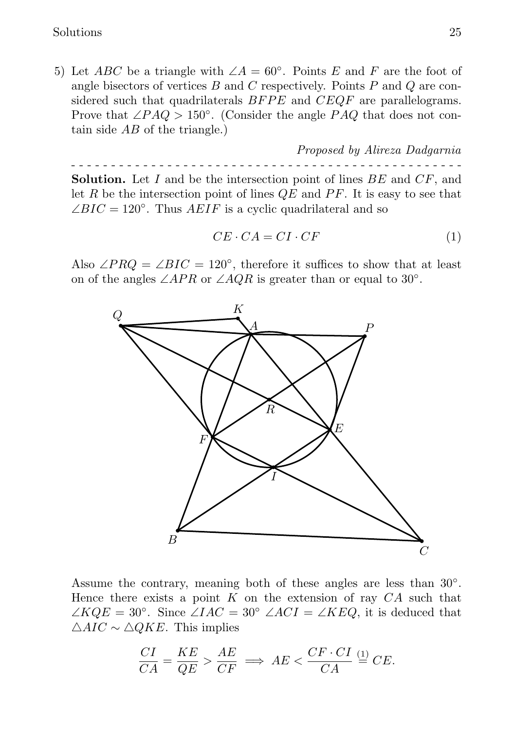5) Let $ABC$ be a triangle with $\angle A = 60^\circ$. Points $E$ and $F$ are the foot of angle bisectors of vertices $B$ and $C$ respectively. Points $P$ and $Q$ are considered such that quadrilaterals $BFPE$ and $CEQF$ are parallelograms. Prove that $\angle PAQ > 150^\circ$. (Consider the angle $PAQ$ that does not contain side $AB$ of the triangle.)

*Proposed by Alireza Dadgarnia*

- - - - - - - - - - - - - - - - - - - - - - - - - - - - - - - - - - - - - - - - - - - - - - -

**Solution.** Let $I$ and be the intersection point of lines $BE$ and $CF$, and let $R$ be the intersection point of lines $QE$ and $PF$. It is easy to see that $\angle BIC = 120^\circ$. Thus $AEIF$ is a cyclic quadrilateral and so

$$CE \cdot CA = CI \cdot CF \tag{1}$$

Also $\angle PRQ = \angle BIC = 120^\circ$, therefore it suffices to show that at least on of the angles $\angle APR$ or $\angle AQR$ is greater than or equal to $30^\circ$.

Assume the contrary, meaning both of these angles are less than $30^\circ$. Hence there exists a point $K$ on the extension of ray $CA$ such that $\angle KQE = 30^\circ$. Since $\angle IAC = 30^\circ$ $\angle ACI = \angle KEQ$, it is deduced that $\triangle AIC \sim \triangle QKE$. This implies

$$\frac{CI}{CA} = \frac{KE}{QE} > \frac{AE}{CF} \implies AE < \frac{CF \cdot CI}{CA} \overset{(1)}{=} CE.$$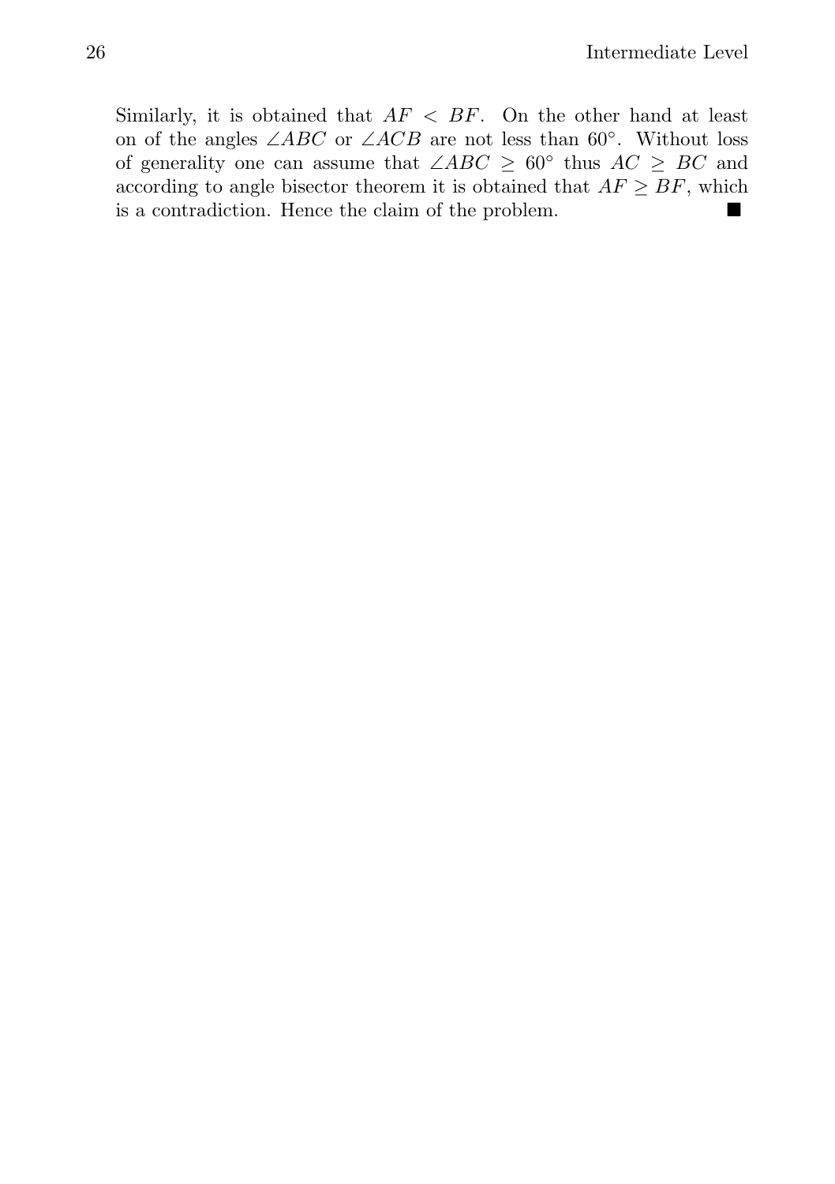Similarly, it is obtained that $AF < BF$. On the other hand at least on of the angles $\angle ABC$ or $\angle ACB$ are not less than $60^\circ$. Without loss of generality one can assume that $\angle ABC \geq 60^\circ$ thus $AC \geq BC$ and according to angle bisector theorem it is obtained that $AF \geq BF$, which is a contradiction. Hence the claim of the problem. ■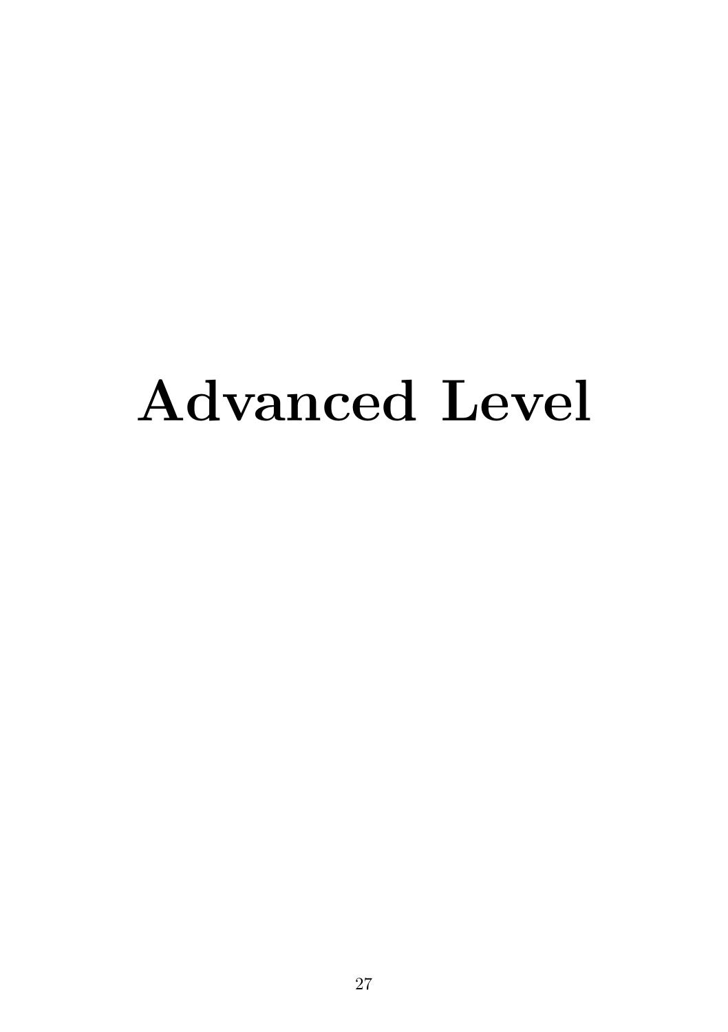# Advanced Level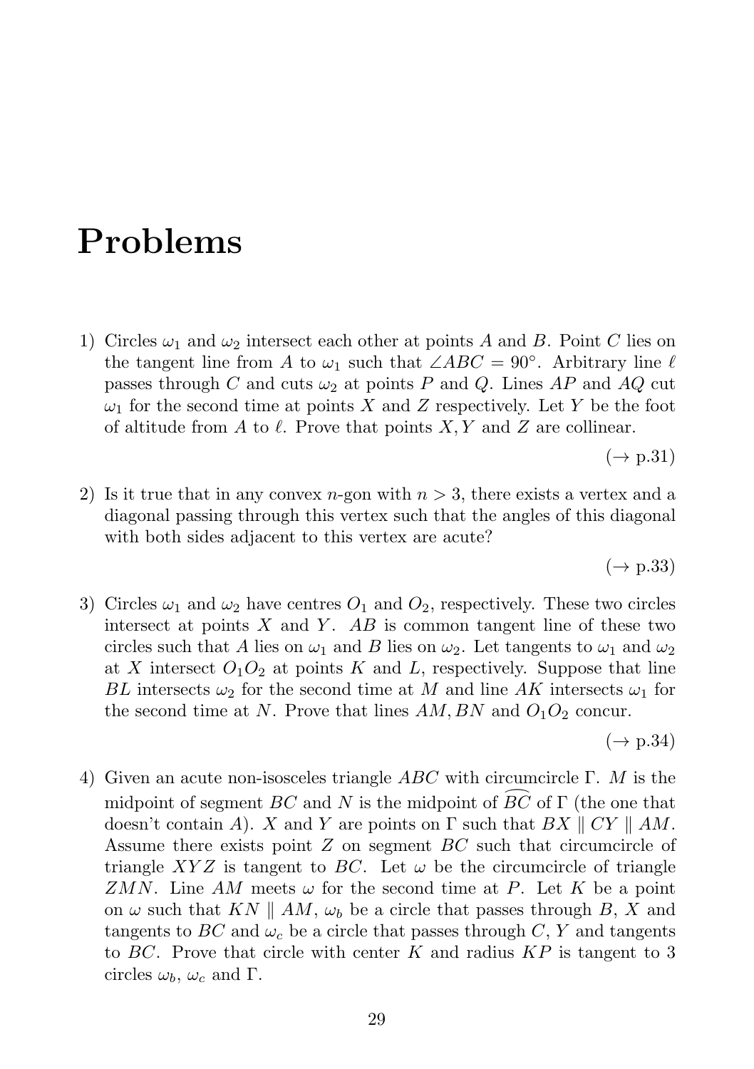# Problems

1) Circles $\omega_1$ and $\omega_2$ intersect each other at points $A$ and $B$. Point $C$ lies on the tangent line from $A$ to $\omega_1$ such that $\angle ABC = 90^\circ$. Arbitrary line $\ell$ passes through $C$ and cuts $\omega_2$ at points $P$ and $Q$. Lines $AP$ and $AQ$ cut $\omega_1$ for the second time at points $X$ and $Z$ respectively. Let $Y$ be the foot of altitude from $A$ to $\ell$. Prove that points $X, Y$ and $Z$ are collinear.

   ($\rightarrow$ p.31)

2) Is it true that in any convex $n$-gon with $n > 3$, there exists a vertex and a diagonal passing through this vertex such that the angles of this diagonal with both sides adjacent to this vertex are acute?

   ($\rightarrow$ p.33)

3) Circles $\omega_1$ and $\omega_2$ have centres $O_1$ and $O_2$, respectively. These two circles intersect at points $X$ and $Y$. $AB$ is common tangent line of these two circles such that $A$ lies on $\omega_1$ and $B$ lies on $\omega_2$. Let tangents to $\omega_1$ and $\omega_2$ at $X$ intersect $O_1O_2$ at points $K$ and $L$, respectively. Suppose that line $BL$ intersects $\omega_2$ for the second time at $M$ and line $AK$ intersects $\omega_1$ for the second time at $N$. Prove that lines $AM, BN$ and $O_1O_2$ concur.

   ($\rightarrow$ p.34)

4) Given an acute non-isosceles triangle $ABC$ with circumcircle $\Gamma$. $M$ is the midpoint of segment $BC$ and $N$ is the midpoint of $\widehat{BC}$ of $\Gamma$ (the one that doesn't contain $A$). $X$ and $Y$ are points on $\Gamma$ such that $BX \parallel CY \parallel AM$. Assume there exists point $Z$ on segment $BC$ such that circumcircle of triangle $XYZ$ is tangent to $BC$. Let $\omega$ be the circumcircle of triangle $ZMN$. Line $AM$ meets $\omega$ for the second time at $P$. Let $K$ be a point on $\omega$ such that $KN \parallel AM$, $\omega_b$ be a circle that passes through $B$, $X$ and tangents to $BC$ and $\omega_c$ be a circle that passes through $C$, $Y$ and tangents to $BC$. Prove that circle with center $K$ and radius $KP$ is tangent to 3 circles $\omega_b$, $\omega_c$ and $\Gamma$.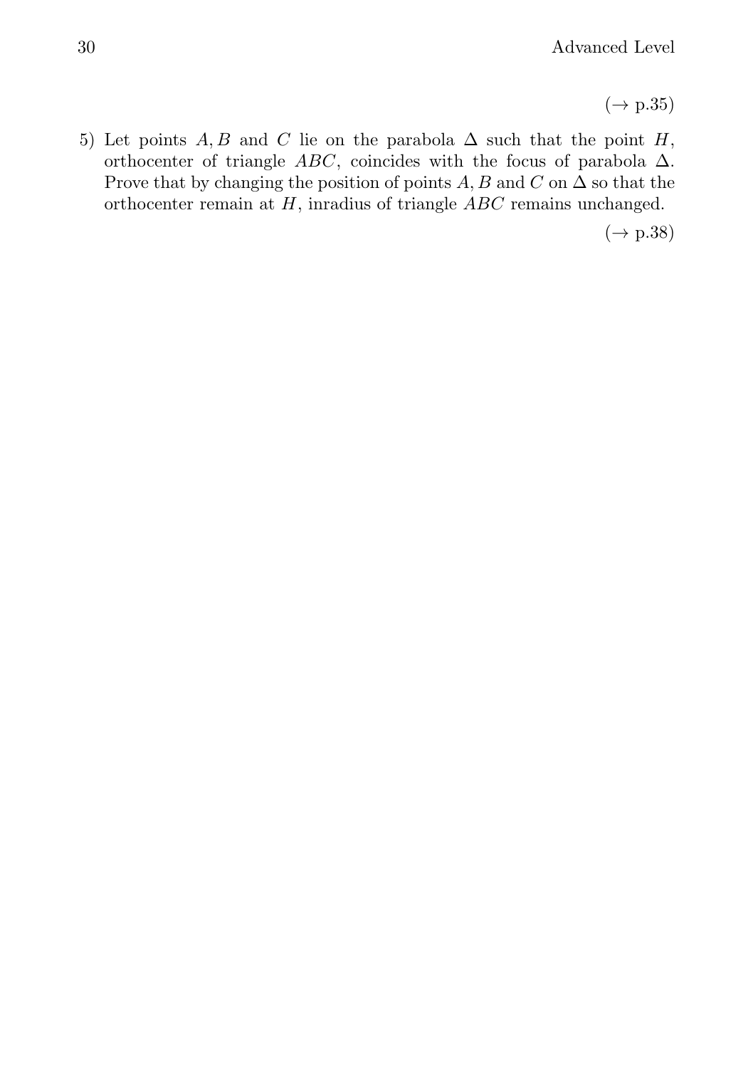($\rightarrow$ p.35)

5) Let points $A, B$ and $C$ lie on the parabola $\Delta$ such that the point $H$, orthocenter of triangle $ABC$, coincides with the focus of parabola $\Delta$. Prove that by changing the position of points $A, B$ and $C$ on $\Delta$ so that the orthocenter remain at $H$, inradius of triangle $ABC$ remains unchanged.

($\rightarrow$ p.38)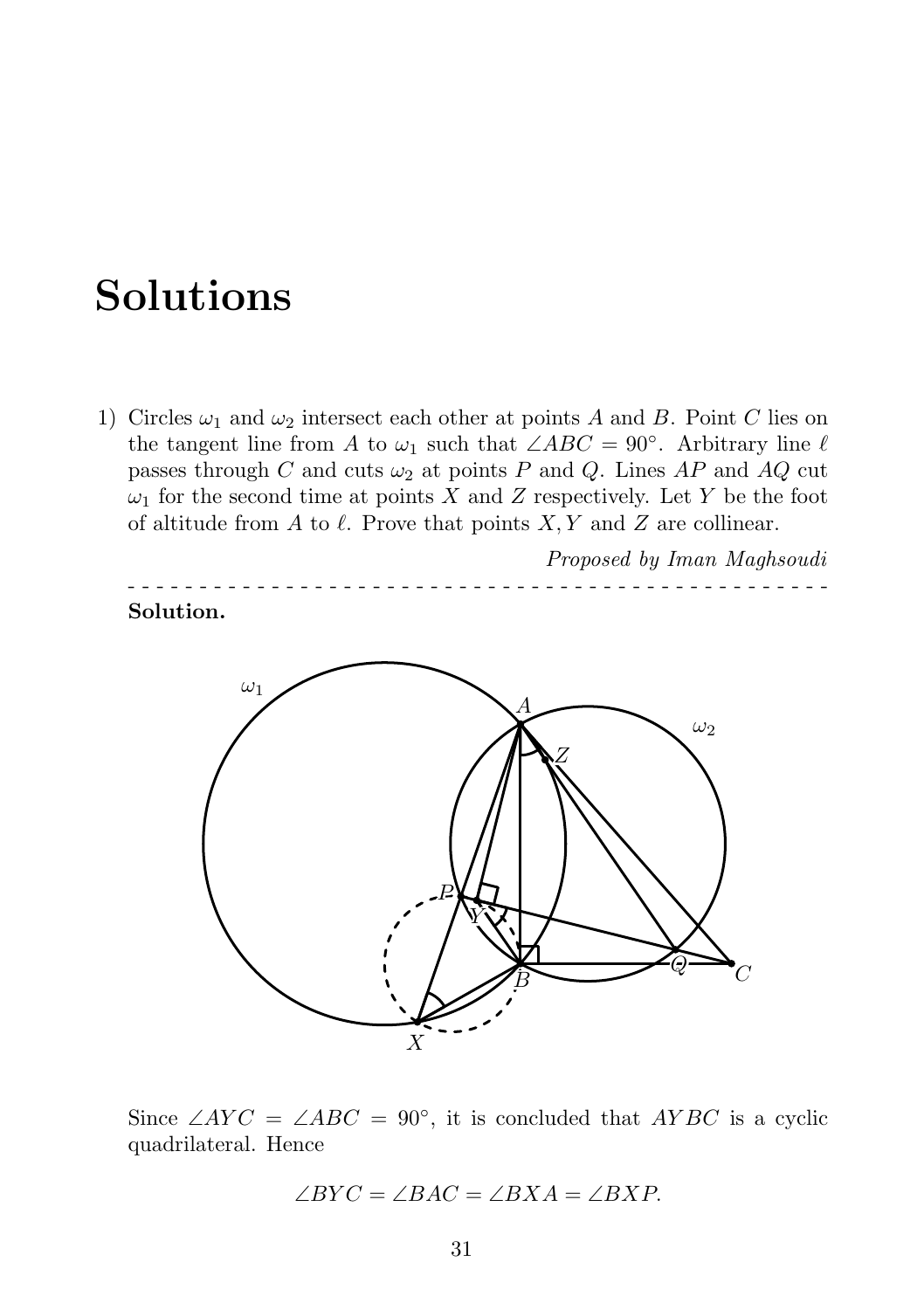# Solutions

1) Circles $\omega_1$ and $\omega_2$ intersect each other at points $A$ and $B$. Point $C$ lies on the tangent line from $A$ to $\omega_1$ such that $\angle ABC = 90^\circ$. Arbitrary line $\ell$ passes through $C$ and cuts $\omega_2$ at points $P$ and $Q$. Lines $AP$ and $AQ$ cut $\omega_1$ for the second time at points $X$ and $Z$ respectively. Let $Y$ be the foot of altitude from $A$ to $\ell$. Prove that points $X, Y$ and $Z$ are collinear.

*Proposed by Iman Maghsoudi*

- - - - - - - - - - - - - - - - - - - - - - - - - - - - - - - - - - - - - - - - - - - - - - - -

**Solution.**

Since $\angle AYC = \angle ABC = 90^\circ$, it is concluded that $AYBC$ is a cyclic quadrilateral. Hence

$$\angle BYC = \angle BAC = \angle BXA = \angle BXP.$$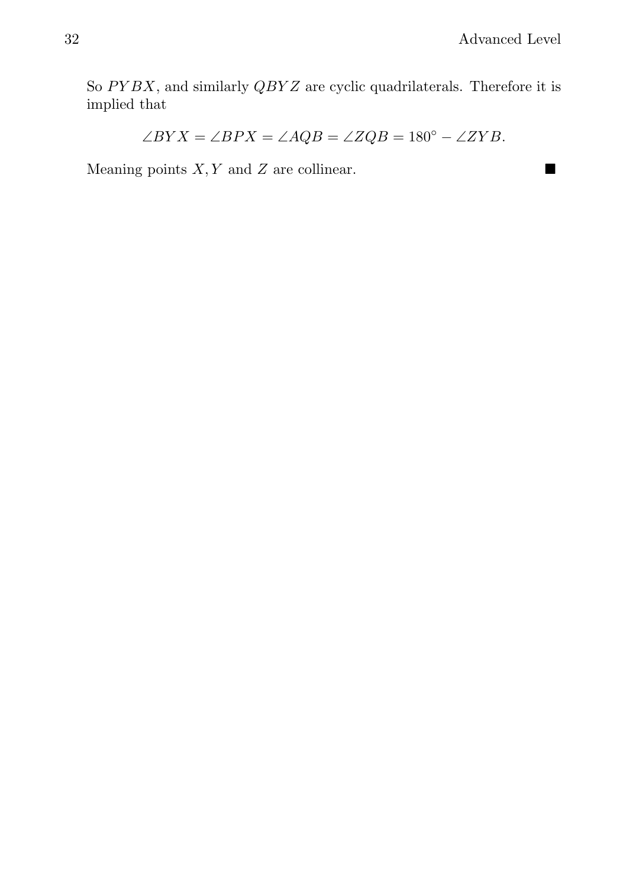So $PYBX$, and similarly $QBYZ$ are cyclic quadrilaterals. Therefore it is implied that

$$\angle BYX = \angle BPX = \angle AQB = \angle ZQB = 180^\circ - \angle ZYB.$$

Meaning points $X, Y$ and $Z$ are collinear. ■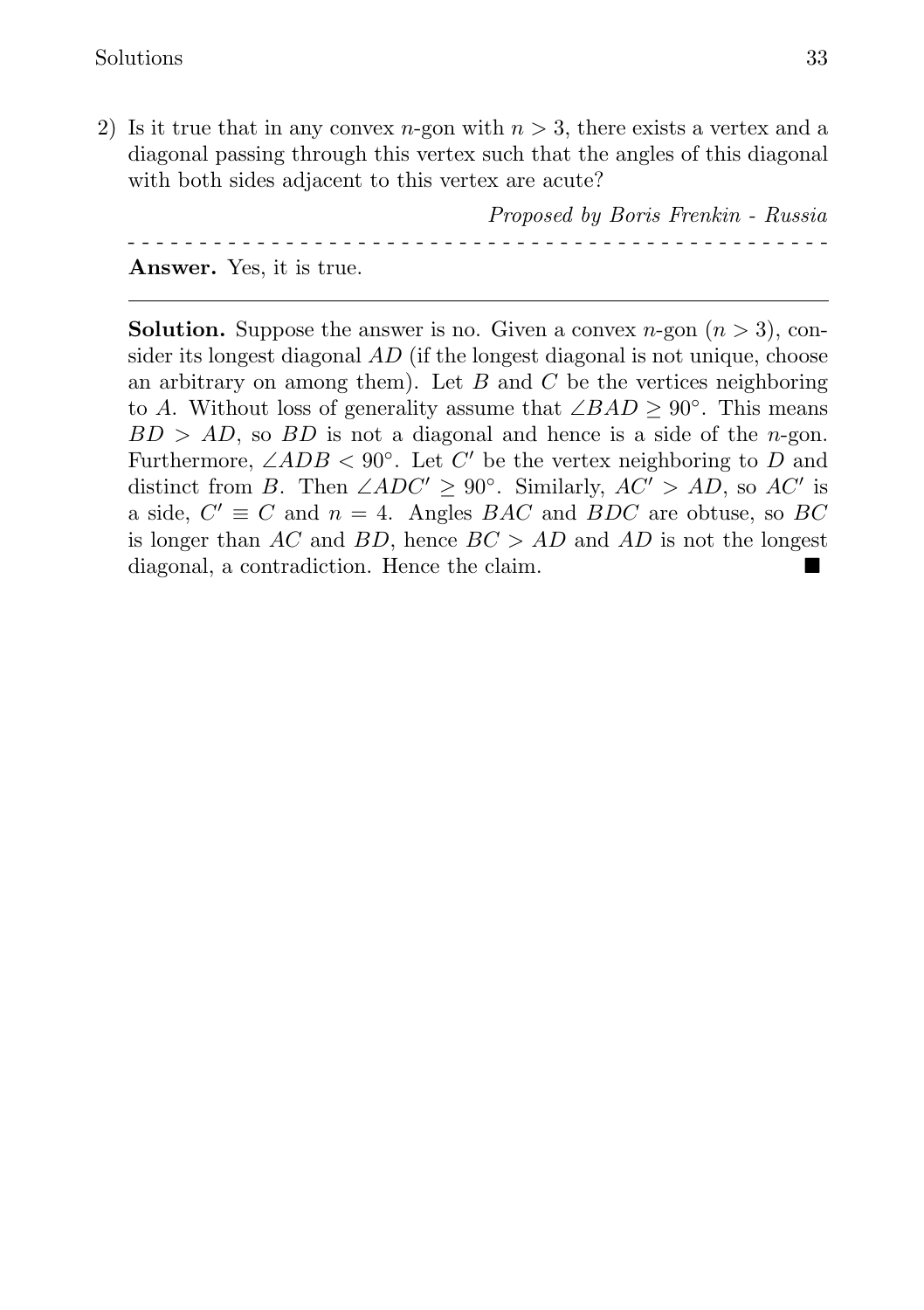2) Is it true that in any convex $n$-gon with $n > 3$, there exists a vertex and a diagonal passing through this vertex such that the angles of this diagonal with both sides adjacent to this vertex are acute?

*Proposed by Boris Frenkin - Russia*

- - - - - - - - - - - - - - - - - - - - - - - - - - - - - - - - - - - - - - - - - - - - - - - -

**Answer.** Yes, it is true.

---

**Solution.** Suppose the answer is no. Given a convex $n$-gon ($n > 3$), consider its longest diagonal $AD$ (if the longest diagonal is not unique, choose an arbitrary on among them). Let $B$ and $C$ be the vertices neighboring to $A$. Without loss of generality assume that $\angle BAD \geq 90^\circ$. This means $BD > AD$, so $BD$ is not a diagonal and hence is a side of the $n$-gon. Furthermore, $\angle ADB < 90^\circ$. Let $C'$ be the vertex neighboring to $D$ and distinct from $B$. Then $\angle ADC' \geq 90^\circ$. Similarly, $AC' > AD$, so $AC'$ is a side, $C' \equiv C$ and $n = 4$. Angles $BAC$ and $BDC$ are obtuse, so $BC$ is longer than $AC$ and $BD$, hence $BC > AD$ and $AD$ is not the longest diagonal, a contradiction. Hence the claim. ■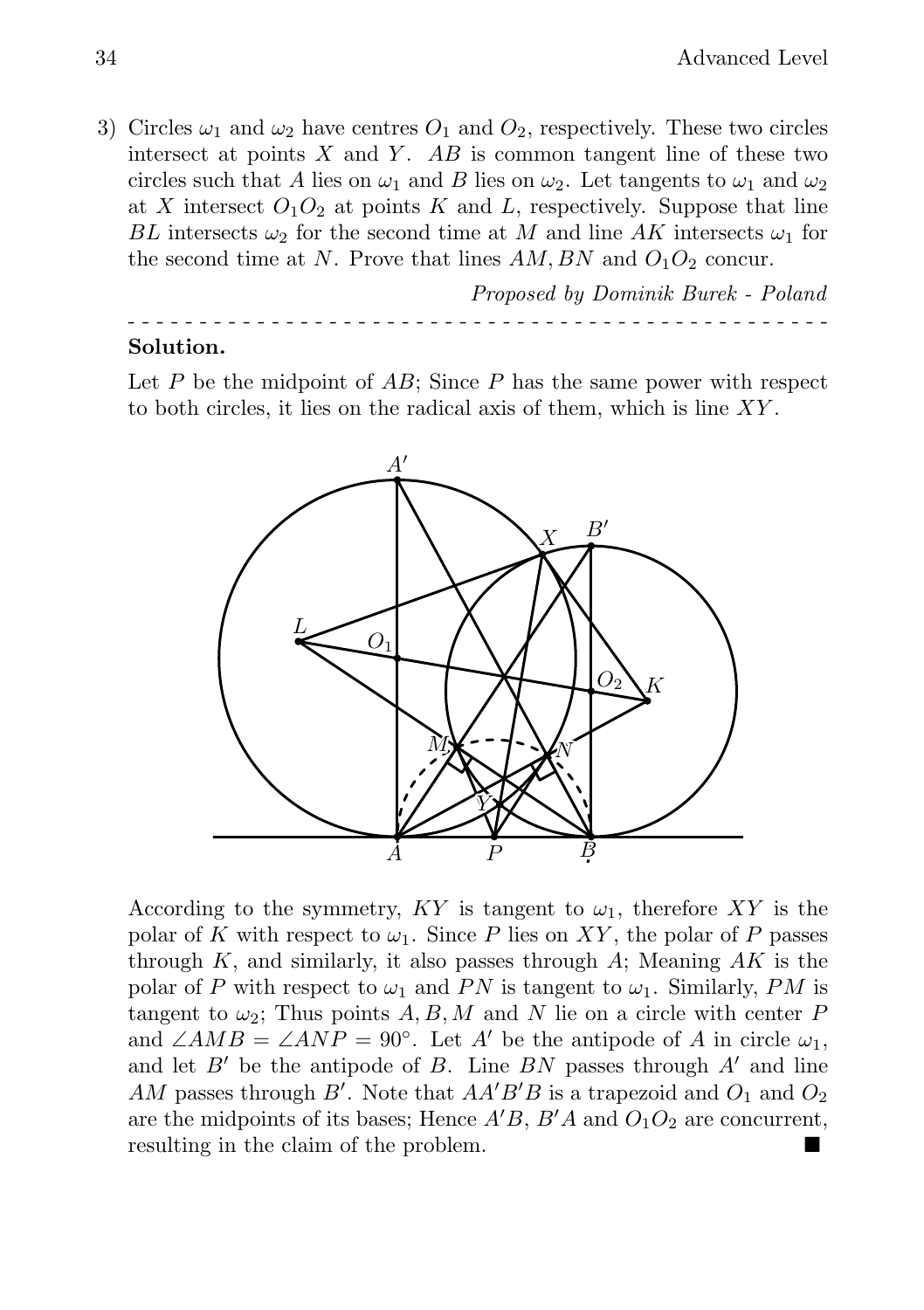3) Circles $\omega_1$ and $\omega_2$ have centres $O_1$ and $O_2$, respectively. These two circles intersect at points $X$ and $Y$. $AB$ is common tangent line of these two circles such that $A$ lies on $\omega_1$ and $B$ lies on $\omega_2$. Let tangents to $\omega_1$ and $\omega_2$ at $X$ intersect $O_1O_2$ at points $K$ and $L$, respectively. Suppose that line $BL$ intersects $\omega_2$ for the second time at $M$ and line $AK$ intersects $\omega_1$ for the second time at $N$. Prove that lines $AM, BN$ and $O_1O_2$ concur.

*Proposed by Dominik Burek - Poland*

- - - - - - - - - - - - - - - - - - - - - - - - - - - - - - - - - - - - - - - - - - - - - - -

**Solution.**

Let $P$ be the midpoint of $AB$; Since $P$ has the same power with respect to both circles, it lies on the radical axis of them, which is line $XY$.

According to the symmetry, $KY$ is tangent to $\omega_1$, therefore $XY$ is the polar of $K$ with respect to $\omega_1$. Since $P$ lies on $XY$, the polar of $P$ passes through $K$, and similarly, it also passes through $A$; Meaning $AK$ is the polar of $P$ with respect to $\omega_1$ and $PN$ is tangent to $\omega_1$. Similarly, $PM$ is tangent to $\omega_2$; Thus points $A, B, M$ and $N$ lie on a circle with center $P$ and $\angle AMB = \angle ANP = 90^\circ$. Let $A'$ be the antipode of $A$ in circle $\omega_1$, and let $B'$ be the antipode of $B$. Line $BN$ passes through $A'$ and line $AM$ passes through $B'$. Note that $AA'B'B$ is a trapezoid and $O_1$ and $O_2$ are the midpoints of its bases; Hence $A'B$, $B'A$ and $O_1O_2$ are concurrent, resulting in the claim of the problem. ■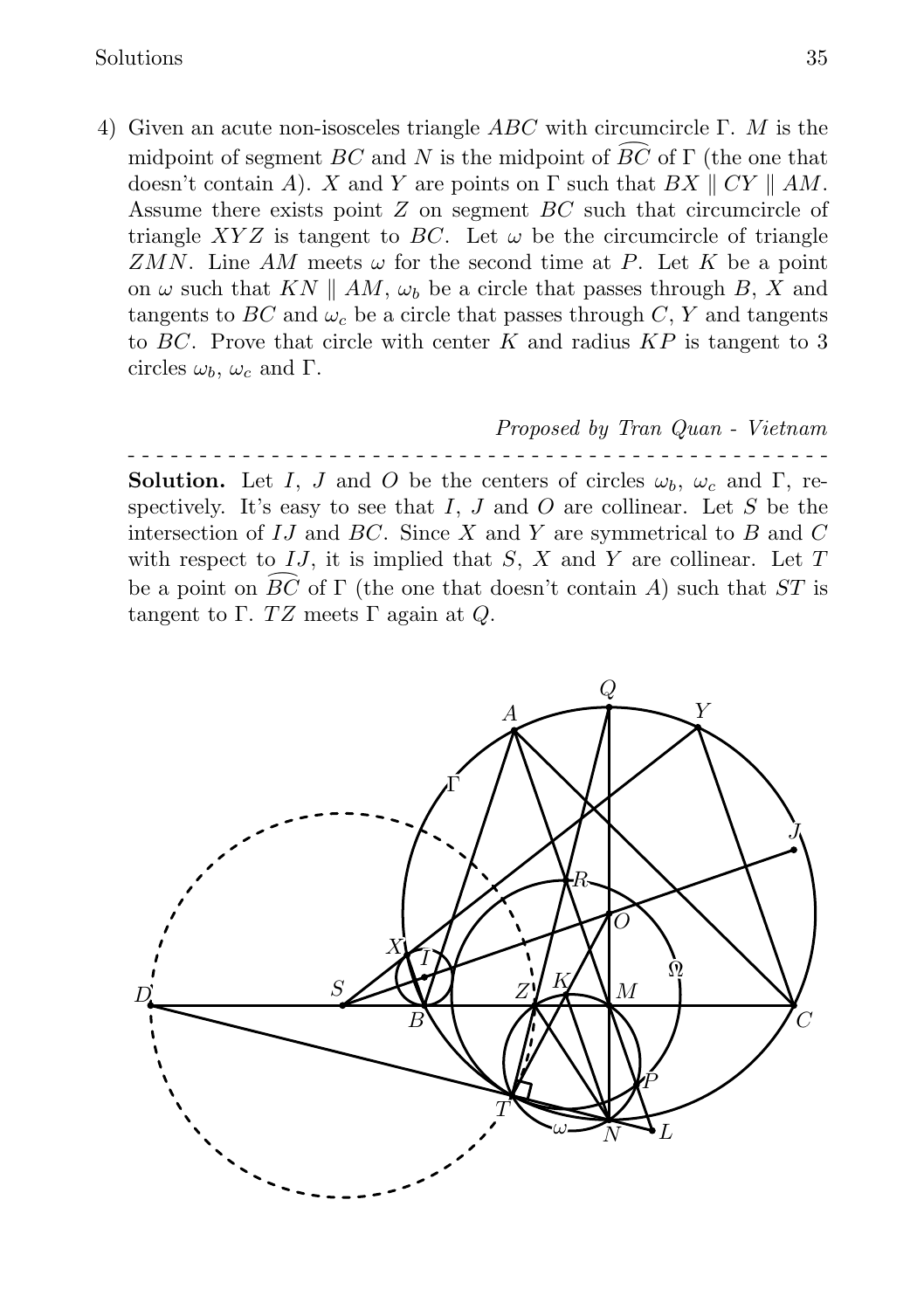4) Given an acute non-isosceles triangle $ABC$ with circumcircle $\Gamma$. $M$ is the midpoint of segment $BC$ and $N$ is the midpoint of $\widehat{BC}$ of $\Gamma$ (the one that doesn't contain $A$). $X$ and $Y$ are points on $\Gamma$ such that $BX \parallel CY \parallel AM$. Assume there exists point $Z$ on segment $BC$ such that circumcircle of triangle $XYZ$ is tangent to $BC$. Let $\omega$ be the circumcircle of triangle $ZMN$. Line $AM$ meets $\omega$ for the second time at $P$. Let $K$ be a point on $\omega$ such that $KN \parallel AM$, $\omega_b$ be a circle that passes through $B$, $X$ and tangents to $BC$ and $\omega_c$ be a circle that passes through $C$, $Y$ and tangents to $BC$. Prove that circle with center $K$ and radius $KP$ is tangent to 3 circles $\omega_b$, $\omega_c$ and $\Gamma$.

*Proposed by Tran Quan - Vietnam*

- - - - - - - - - - - - - - - - - - - - - - - - - - - - - - - - - - - - - - - - - - - - -

**Solution.** Let $I$, $J$ and $O$ be the centers of circles $\omega_b$, $\omega_c$ and $\Gamma$, respectively. It's easy to see that $I$, $J$ and $O$ are collinear. Let $S$ be the intersection of $IJ$ and $BC$. Since $X$ and $Y$ are symmetrical to $B$ and $C$ with respect to $IJ$, it is implied that $S$, $X$ and $Y$ are collinear. Let $T$ be a point on $\widehat{BC}$ of $\Gamma$ (the one that doesn't contain $A$) such that $ST$ is tangent to $\Gamma$. $TZ$ meets $\Gamma$ again at $Q$.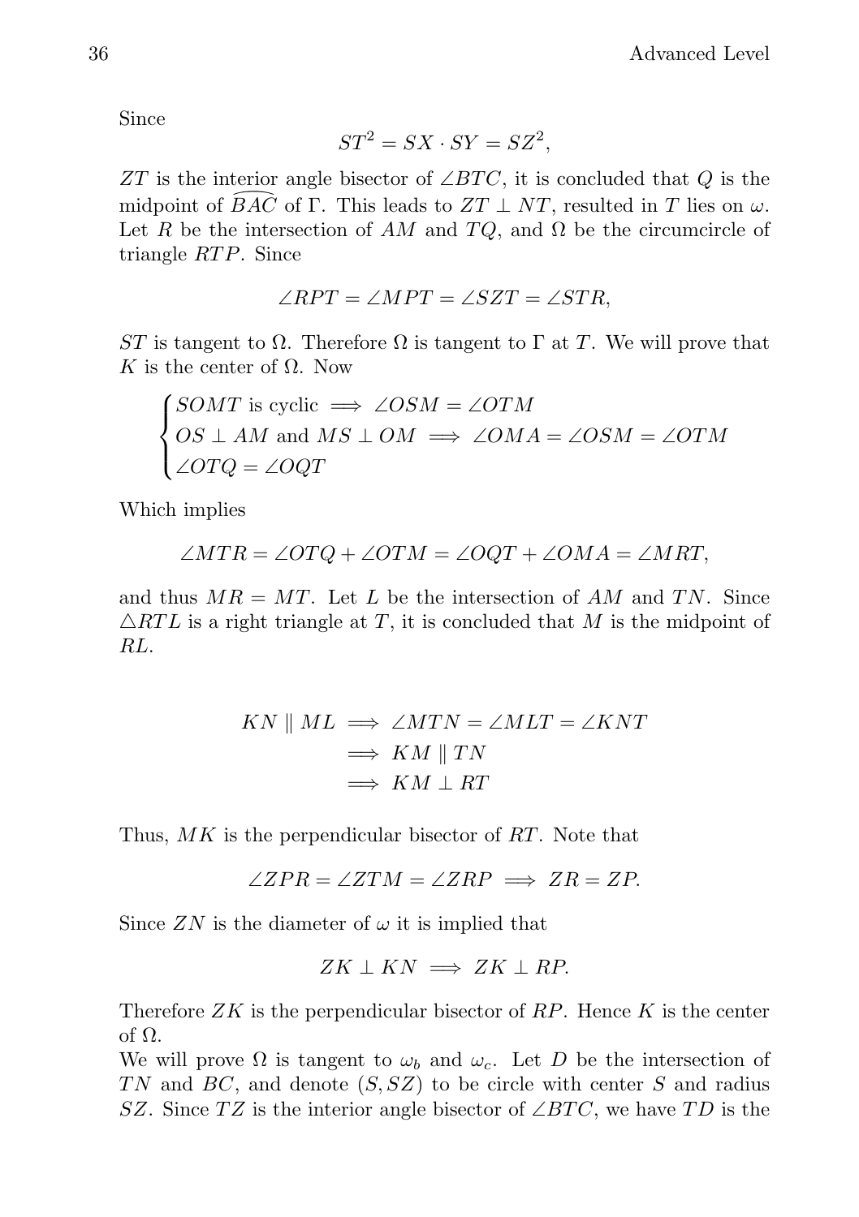Since

$$ST^2 = SX \cdot SY = SZ^2,$$

$ZT$ is the interior angle bisector of $\angle BTC$, it is concluded that $Q$ is the midpoint of $\widehat{BAC}$ of $\Gamma$. This leads to $ZT \perp NT$, resulted in $T$ lies on $\omega$. Let $R$ be the intersection of $AM$ and $TQ$, and $\Omega$ be the circumcircle of triangle $RTP$. Since

$$\angle RPT = \angle MPT = \angle SZT = \angle STR,$$

$ST$ is tangent to $\Omega$. Therefore $\Omega$ is tangent to $\Gamma$ at $T$. We will prove that $K$ is the center of $\Omega$. Now

$$\begin{cases} SOMT \text{ is cyclic} \implies \angle OSM = \angle OTM \\ OS \perp AM \text{ and } MS \perp OM \implies \angle OMA = \angle OSM = \angle OTM \\ \angle OTQ = \angle OQT \end{cases}$$

Which implies

$$\angle MTR = \angle OTQ + \angle OTM = \angle OQT + \angle OMA = \angle MRT,$$

and thus $MR = MT$. Let $L$ be the intersection of $AM$ and $TN$. Since $\triangle RTL$ is a right triangle at $T$, it is concluded that $M$ is the midpoint of $RL$.

$$\begin{aligned} KN \parallel ML &\implies \angle MTN = \angle MLT = \angle KNT \\ &\implies KM \parallel TN \\ &\implies KM \perp RT \end{aligned}$$

Thus, $MK$ is the perpendicular bisector of $RT$. Note that

$$\angle ZPR = \angle ZTM = \angle ZRP \implies ZR = ZP.$$

Since $ZN$ is the diameter of $\omega$ it is implied that

$$ZK \perp KN \implies ZK \perp RP.$$

Therefore $ZK$ is the perpendicular bisector of $RP$. Hence $K$ is the center of $\Omega$.

We will prove $\Omega$ is tangent to $\omega_b$ and $\omega_c$. Let $D$ be the intersection of $TN$ and $BC$, and denote $(S, SZ)$ to be circle with center $S$ and radius $SZ$. Since $TZ$ is the interior angle bisector of $\angle BTC$, we have $TD$ is the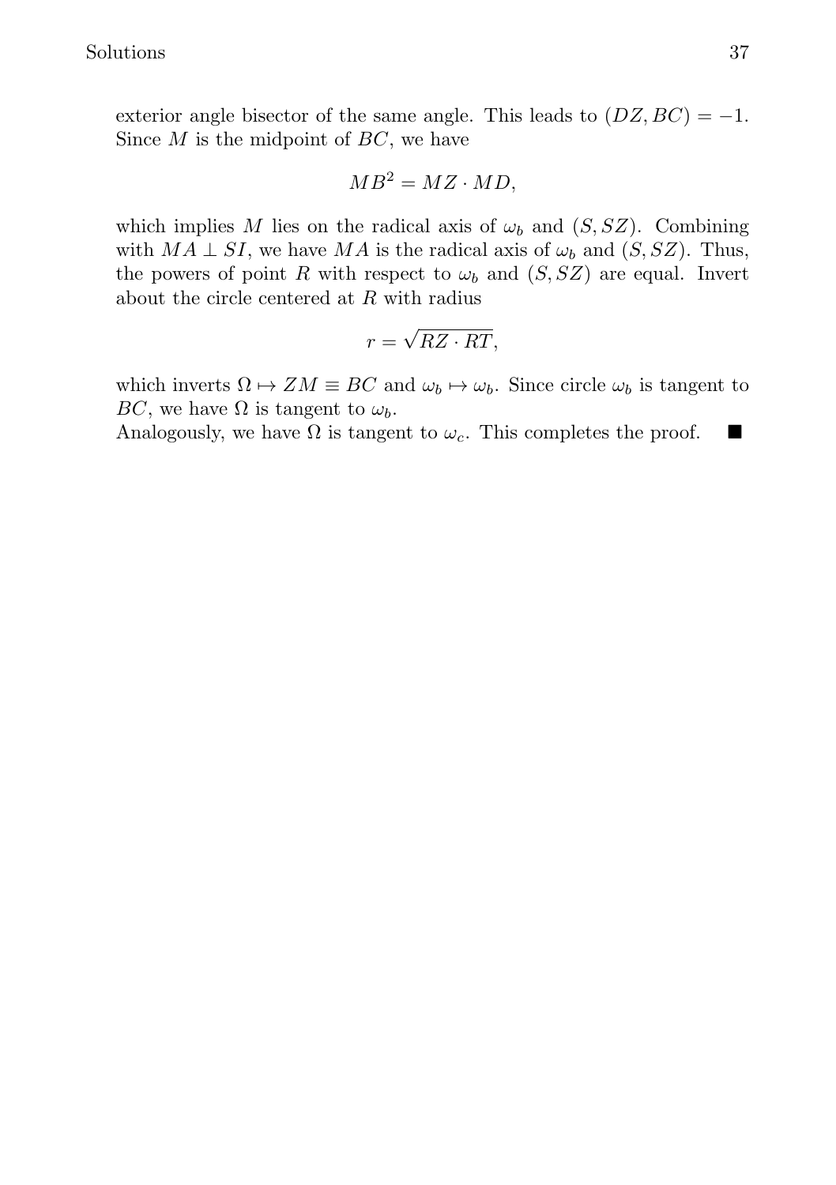exterior angle bisector of the same angle. This leads to $(DZ, BC) = -1$. Since $M$ is the midpoint of $BC$, we have

$$MB^2 = MZ \cdot MD,$$

which implies $M$ lies on the radical axis of $\omega_b$ and $(S, SZ)$. Combining with $MA \perp SI$, we have $MA$ is the radical axis of $\omega_b$ and $(S, SZ)$. Thus, the powers of point $R$ with respect to $\omega_b$ and $(S, SZ)$ are equal. Invert about the circle centered at $R$ with radius

$$r = \sqrt{RZ \cdot RT},$$

which inverts $\Omega \mapsto ZM \equiv BC$ and $\omega_b \mapsto \omega_b$. Since circle $\omega_b$ is tangent to $BC$, we have $\Omega$ is tangent to $\omega_b$.
Analogously, we have $\Omega$ is tangent to $\omega_c$. This completes the proof. ■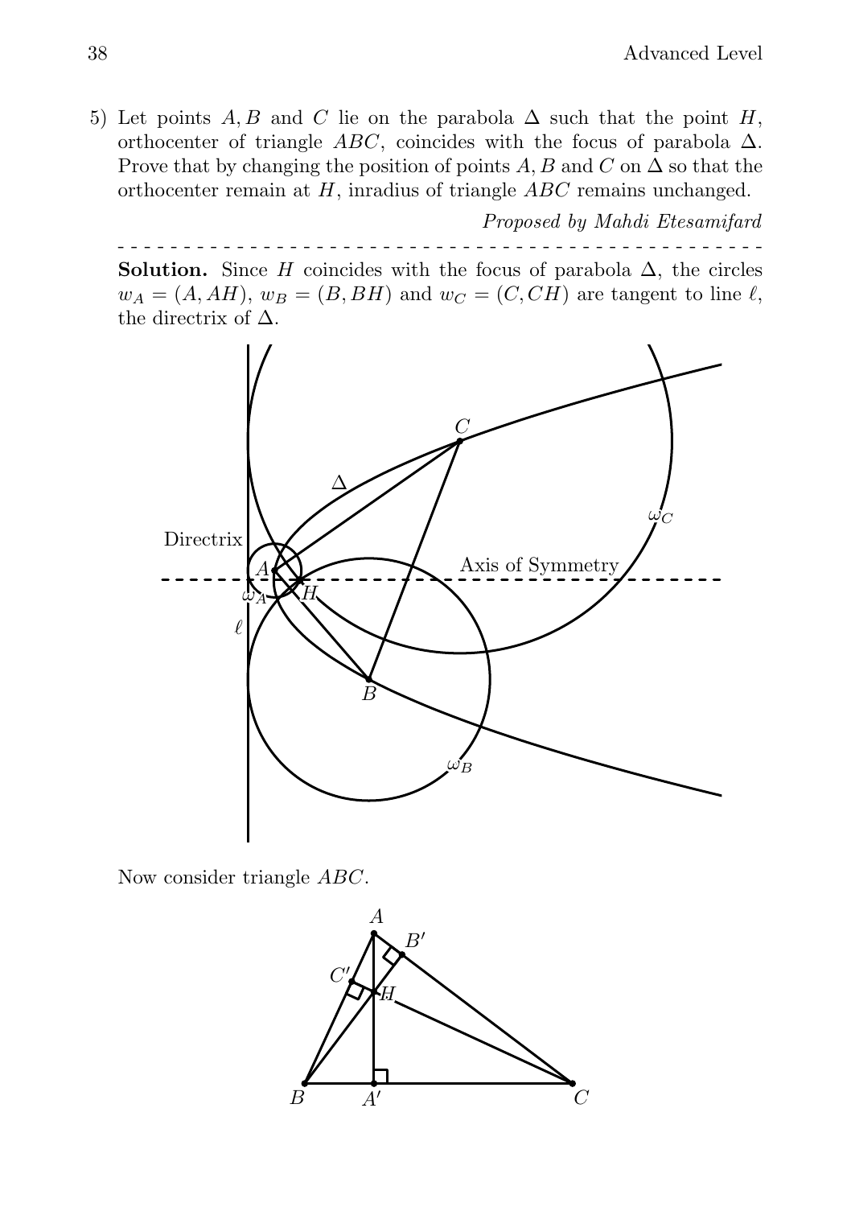5) Let points $A, B$ and $C$ lie on the parabola $\Delta$ such that the point $H$, orthocenter of triangle $ABC$, coincides with the focus of parabola $\Delta$. Prove that by changing the position of points $A, B$ and $C$ on $\Delta$ so that the orthocenter remain at $H$, inradius of triangle $ABC$ remains unchanged.

*Proposed by Mahdi Etesamifard*

- - - - - - - - - - - - - - - - - - - - - - - - - - - - - - - - - - - - - - - - - - - - - - - - - -

**Solution.** Since $H$ coincides with the focus of parabola $\Delta$, the circles $w_A = (A, AH)$, $w_B = (B, BH)$ and $w_C = (C, CH)$ are tangent to line $\ell$, the directrix of $\Delta$.

Now consider triangle $ABC$.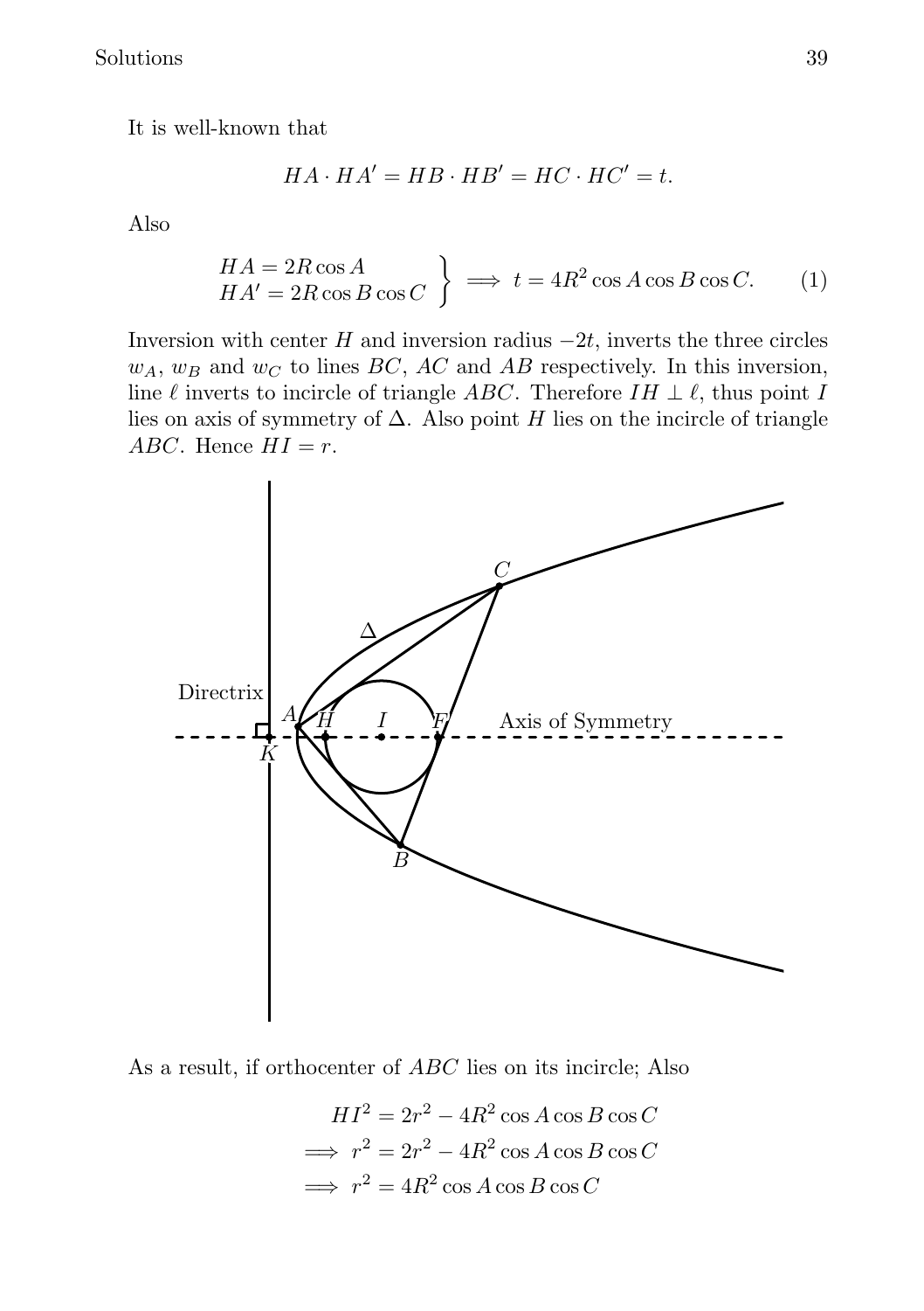It is well-known that

$$HA \cdot HA' = HB \cdot HB' = HC \cdot HC' = t.$$

Also

$$\left.\begin{array}{l} HA = 2R\cos A \\ HA' = 2R\cos B\cos C \end{array}\right\} \implies t = 4R^2\cos A\cos B\cos C. \qquad (1)$$

Inversion with center $H$ and inversion radius $-2t$, inverts the three circles $w_A$, $w_B$ and $w_C$ to lines $BC$, $AC$ and $AB$ respectively. In this inversion, line $\ell$ inverts to incircle of triangle $ABC$. Therefore $IH \perp \ell$, thus point $I$ lies on axis of symmetry of $\Delta$. Also point $H$ lies on the incircle of triangle $ABC$. Hence $HI = r$.

As a result, if orthocenter of $ABC$ lies on its incircle; Also

$$\begin{aligned} HI^2 &= 2r^2 - 4R^2\cos A\cos B\cos C \\ \implies r^2 &= 2r^2 - 4R^2\cos A\cos B\cos C \\ \implies r^2 &= 4R^2\cos A\cos B\cos C \end{aligned}$$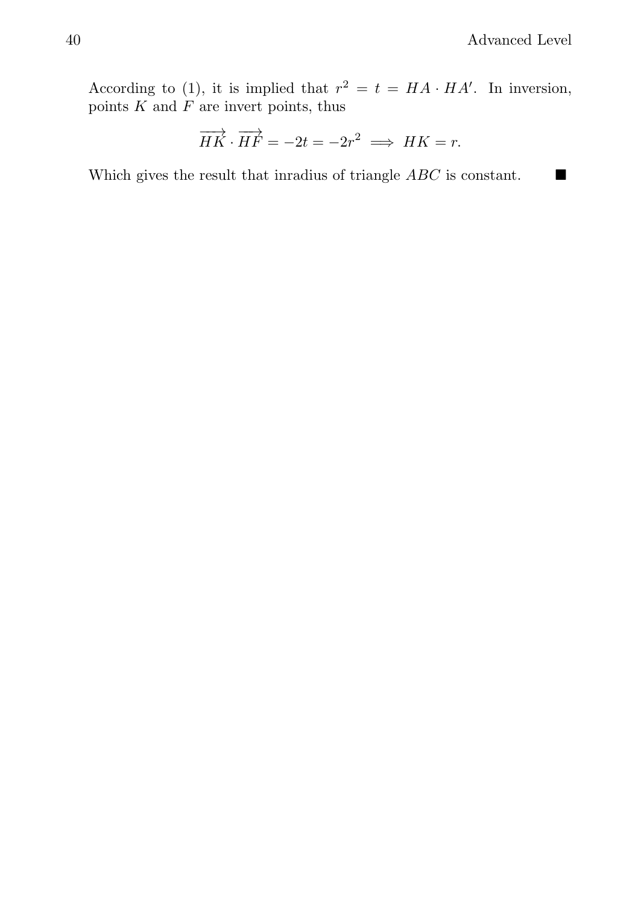According to (1), it is implied that $r^2 = t = HA \cdot HA'$. In inversion, points $K$ and $F$ are invert points, thus

$$\overrightarrow{HK} \cdot \overrightarrow{HF} = -2t = -2r^2 \implies HK = r.$$

Which gives the result that inradius of triangle $ABC$ is constant. ■